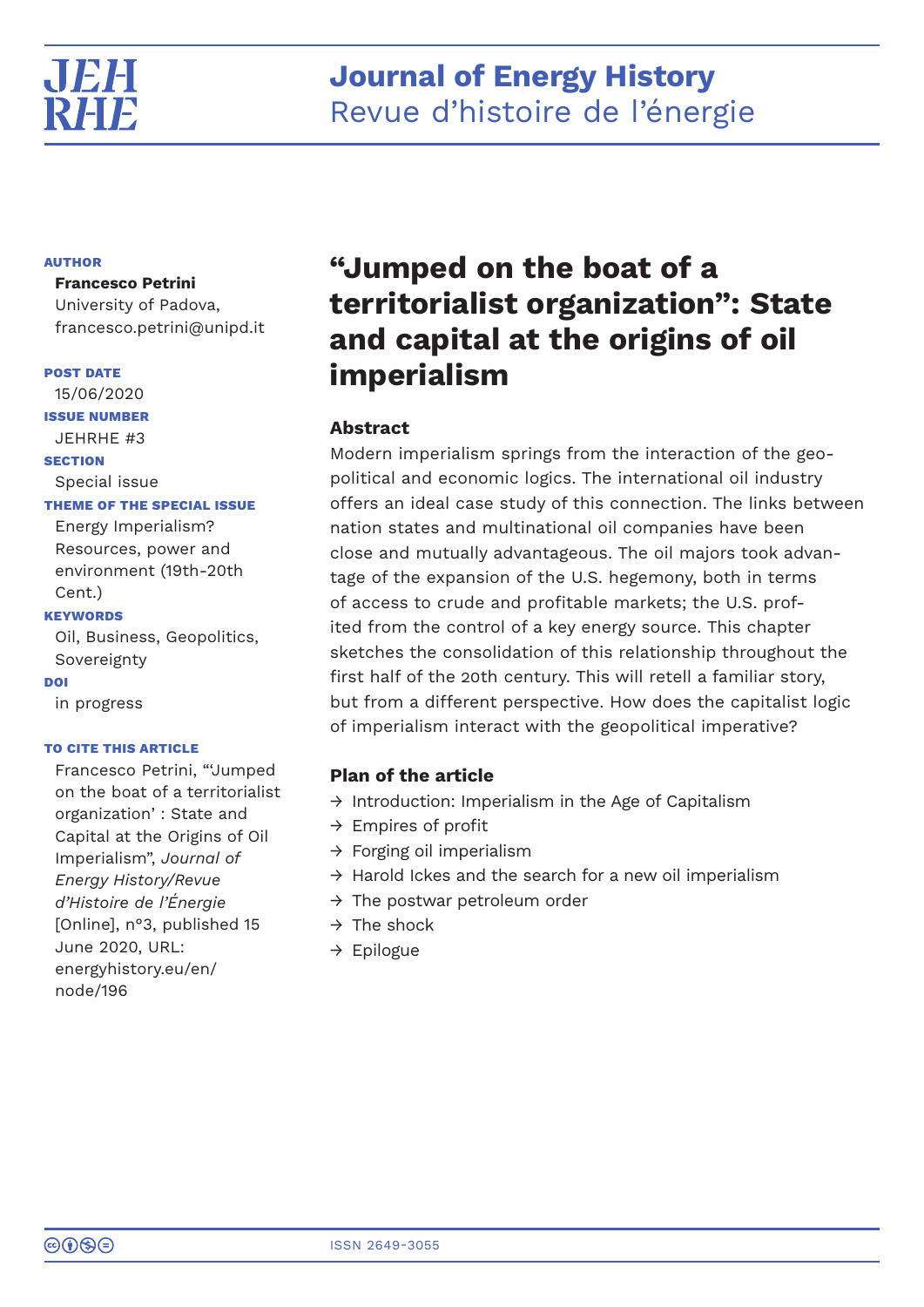# Journal of Energy History
Revue d'histoire de l'énergie

**AUTHOR**

**Francesco Petrini**
University of Padova,
francesco.petrini@unipd.it

**POST DATE**
15/06/2020

**ISSUE NUMBER**
JEHRHE #3

**SECTION**
Special issue

**THEME OF THE SPECIAL ISSUE**
Energy Imperialism? Resources, power and environment (19th-20th Cent.)

**KEYWORDS**
Oil, Business, Geopolitics, Sovereignty

**DOI**
in progress

**TO CITE THIS ARTICLE**
Francesco Petrini, "'Jumped on the boat of a territorialist organization' : State and Capital at the Origins of Oil Imperialism", *Journal of Energy History/Revue d'Histoire de l'Énergie* [Online], n°3, published 15 June 2020, URL: energyhistory.eu/en/node/196

# "Jumped on the boat of a territorialist organization": State and capital at the origins of oil imperialism

## Abstract

Modern imperialism springs from the interaction of the geopolitical and economic logics. The international oil industry offers an ideal case study of this connection. The links between nation states and multinational oil companies have been close and mutually advantageous. The oil majors took advantage of the expansion of the U.S. hegemony, both in terms of access to crude and profitable markets; the U.S. profited from the control of a key energy source. This chapter sketches the consolidation of this relationship throughout the first half of the 20th century. This will retell a familiar story, but from a different perspective. How does the capitalist logic of imperialism interact with the geopolitical imperative?

## Plan of the article

→ Introduction: Imperialism in the Age of Capitalism
→ Empires of profit
→ Forging oil imperialism
→ Harold Ickes and the search for a new oil imperialism
→ The postwar petroleum order
→ The shock
→ Epilogue

ISSN 2649-3055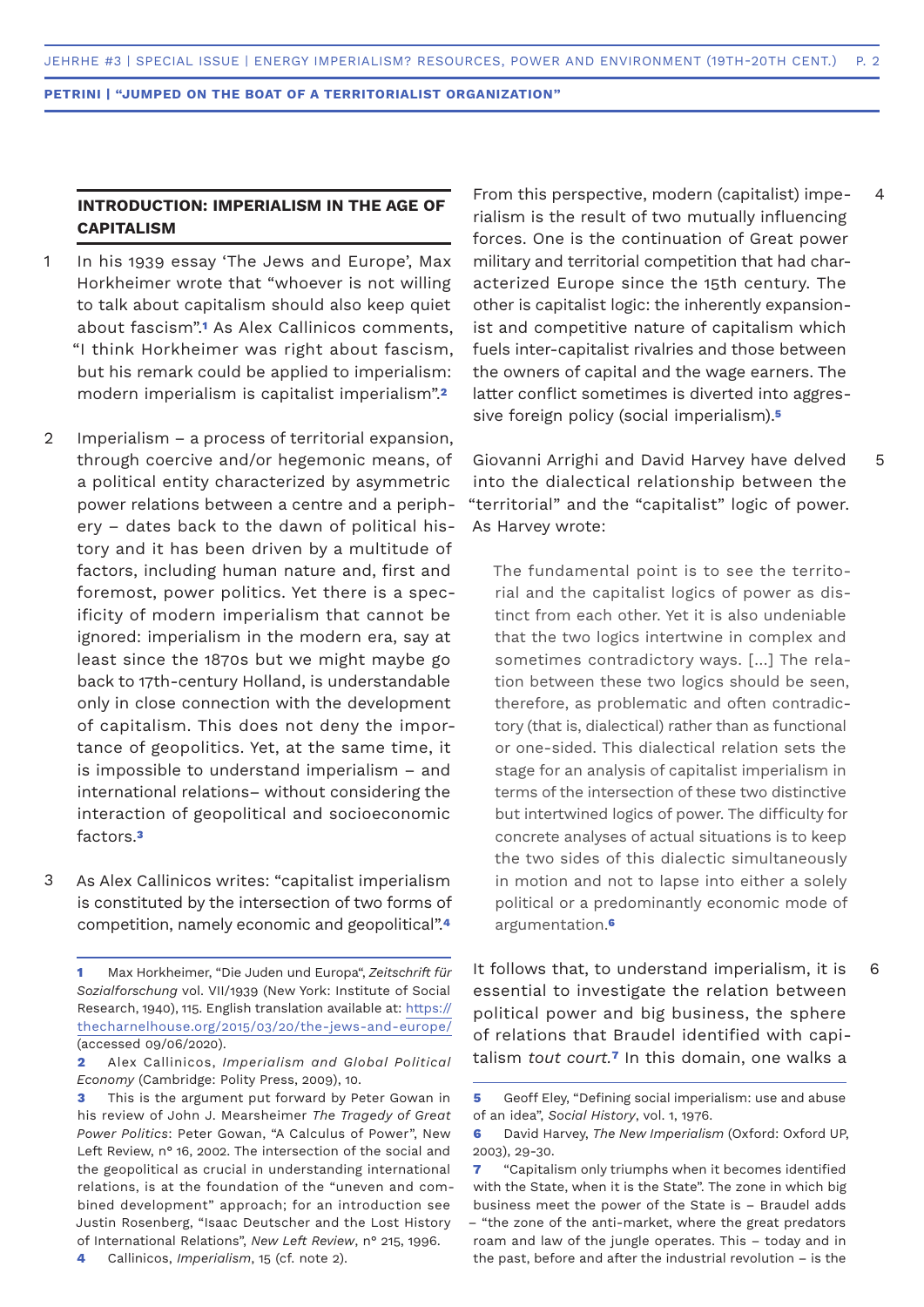## INTRODUCTION: IMPERIALISM IN THE AGE OF CAPITALISM

1 In his 1939 essay 'The Jews and Europe', Max Horkheimer wrote that "whoever is not willing to talk about capitalism should also keep quiet about fascism".[1] As Alex Callinicos comments, "I think Horkheimer was right about fascism, but his remark could be applied to imperialism: modern imperialism is capitalist imperialism".[2]

2 Imperialism – a process of territorial expansion, through coercive and/or hegemonic means, of a political entity characterized by asymmetric power relations between a centre and a periphery – dates back to the dawn of political history and it has been driven by a multitude of factors, including human nature and, first and foremost, power politics. Yet there is a specificity of modern imperialism that cannot be ignored: imperialism in the modern era, say at least since the 1870s but we might maybe go back to 17th-century Holland, is understandable only in close connection with the development of capitalism. This does not deny the importance of geopolitics. Yet, at the same time, it is impossible to understand imperialism – and international relations– without considering the interaction of geopolitical and socioeconomic factors.[3]

3 As Alex Callinicos writes: "capitalist imperialism is constituted by the intersection of two forms of competition, namely economic and geopolitical".[4]

4 From this perspective, modern (capitalist) imperialism is the result of two mutually influencing forces. One is the continuation of Great power military and territorial competition that had characterized Europe since the 15th century. The other is capitalist logic: the inherently expansionist and competitive nature of capitalism which fuels inter-capitalist rivalries and those between the owners of capital and the wage earners. The latter conflict sometimes is diverted into aggressive foreign policy (social imperialism).[5]

5 Giovanni Arrighi and David Harvey have delved into the dialectical relationship between the "territorial" and the "capitalist" logic of power. As Harvey wrote:

> The fundamental point is to see the territorial and the capitalist logics of power as distinct from each other. Yet it is also undeniable that the two logics intertwine in complex and sometimes contradictory ways. [...] The relation between these two logics should be seen, therefore, as problematic and often contradictory (that is, dialectical) rather than as functional or one-sided. This dialectical relation sets the stage for an analysis of capitalist imperialism in terms of the intersection of these two distinctive but intertwined logics of power. The difficulty for concrete analyses of actual situations is to keep the two sides of this dialectic simultaneously in motion and not to lapse into either a solely political or a predominantly economic mode of argumentation.[6]

6 It follows that, to understand imperialism, it is essential to investigate the relation between political power and big business, the sphere of relations that Braudel identified with capitalism *tout court*.[7] In this domain, one walks a

---

1 Max Horkheimer, "Die Juden und Europa", *Zeitschrift für Sozialforschung* vol. VII/1939 (New York: Institute of Social Research, 1940), 115. English translation available at: https://thecharnelhouse.org/2015/03/20/the-jews-and-europe/ (accessed 09/06/2020).

2 Alex Callinicos, *Imperialism and Global Political Economy* (Cambridge: Polity Press, 2009), 10.

3 This is the argument put forward by Peter Gowan in his review of John J. Mearsheimer *The Tragedy of Great Power Politics*: Peter Gowan, "A Calculus of Power", New Left Review, n° 16, 2002. The intersection of the social and the geopolitical as crucial in understanding international relations, is at the foundation of the "uneven and combined development" approach; for an introduction see Justin Rosenberg, "Isaac Deutscher and the Lost History of International Relations", *New Left Review*, n° 215, 1996.

4 Callinicos, *Imperialism*, 15 (cf. note 2).

5 Geoff Eley, "Defining social imperialism: use and abuse of an idea", *Social History*, vol. 1, 1976.

6 David Harvey, *The New Imperialism* (Oxford: Oxford UP, 2003), 29-30.

7 "Capitalism only triumphs when it becomes identified with the State, when it is the State". The zone in which big business meet the power of the State is – Braudel adds – "the zone of the anti-market, where the great predators roam and law of the jungle operates. This – today and in the past, before and after the industrial revolution – is the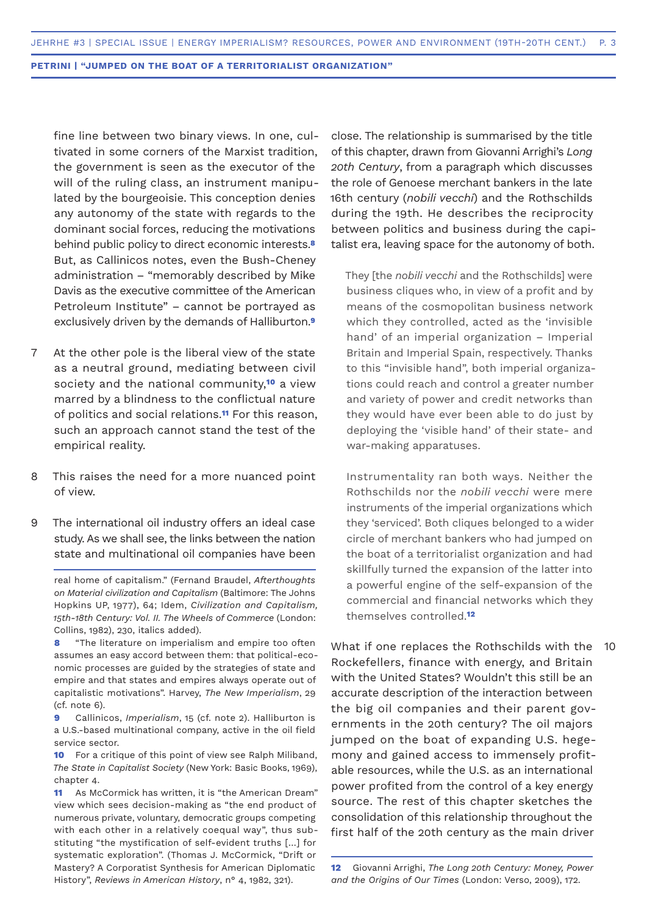fine line between two binary views. In one, cultivated in some corners of the Marxist tradition, the government is seen as the executor of the will of the ruling class, an instrument manipulated by the bourgeoisie. This conception denies any autonomy of the state with regards to the dominant social forces, reducing the motivations behind public policy to direct economic interests.[8] But, as Callinicos notes, even the Bush-Cheney administration – "memorably described by Mike Davis as the executive committee of the American Petroleum Institute" – cannot be portrayed as exclusively driven by the demands of Halliburton.[9]

7 At the other pole is the liberal view of the state as a neutral ground, mediating between civil society and the national community,[10] a view marred by a blindness to the conflictual nature of politics and social relations.[11] For this reason, such an approach cannot stand the test of the empirical reality.

8 This raises the need for a more nuanced point of view.

9 The international oil industry offers an ideal case study. As we shall see, the links between the nation state and multinational oil companies have been close. The relationship is summarised by the title of this chapter, drawn from Giovanni Arrighi's *Long 20th Century*, from a paragraph which discusses the role of Genoese merchant bankers in the late 16th century (*nobili vecchi*) and the Rothschilds during the 19th. He describes the reciprocity between politics and business during the capitalist era, leaving space for the autonomy of both.

> They [the *nobili vecchi* and the Rothschilds] were business cliques who, in view of a profit and by means of the cosmopolitan business network which they controlled, acted as the 'invisible hand' of an imperial organization – Imperial Britain and Imperial Spain, respectively. Thanks to this "invisible hand", both imperial organizations could reach and control a greater number and variety of power and credit networks than they would have ever been able to do just by deploying the 'visible hand' of their state- and war-making apparatuses.
>
> Instrumentality ran both ways. Neither the Rothschilds nor the *nobili vecchi* were mere instruments of the imperial organizations which they 'serviced'. Both cliques belonged to a wider circle of merchant bankers who had jumped on the boat of a territorialist organization and had skillfully turned the expansion of the latter into a powerful engine of the self-expansion of the commercial and financial networks which they themselves controlled.[12]

10 What if one replaces the Rothschilds with the Rockefellers, finance with energy, and Britain with the United States? Wouldn't this still be an accurate description of the interaction between the big oil companies and their parent governments in the 20th century? The oil majors jumped on the boat of expanding U.S. hegemony and gained access to immensely profitable resources, while the U.S. as an international power profited from the control of a key energy source. The rest of this chapter sketches the consolidation of this relationship throughout the first half of the 20th century as the main driver

---

real home of capitalism." (Fernand Braudel, *Afterthoughts on Material civilization and Capitalism* (Baltimore: The Johns Hopkins UP, 1977), 64; Idem, *Civilization and Capitalism, 15th-18th Century: Vol. II. The Wheels of Commerce* (London: Collins, 1982), 230, italics added).

8 "The literature on imperialism and empire too often assumes an easy accord between them: that political-economic processes are guided by the strategies of state and empire and that states and empires always operate out of capitalistic motivations". Harvey, *The New Imperialism*, 29 (cf. note 6).

9 Callinicos, *Imperialism*, 15 (cf. note 2). Halliburton is a U.S.-based multinational company, active in the oil field service sector.

10 For a critique of this point of view see Ralph Miliband, *The State in Capitalist Society* (New York: Basic Books, 1969), chapter 4.

11 As McCormick has written, it is "the American Dream" view which sees decision-making as "the end product of numerous private, voluntary, democratic groups competing with each other in a relatively coequal way", thus substituting "the mystification of self-evident truths [...] for systematic exploration". (Thomas J. McCormick, "Drift or Mastery? A Corporatist Synthesis for American Diplomatic History", *Reviews in American History*, n° 4, 1982, 321).

12 Giovanni Arrighi, *The Long 20th Century: Money, Power and the Origins of Our Times* (London: Verso, 2009), 172.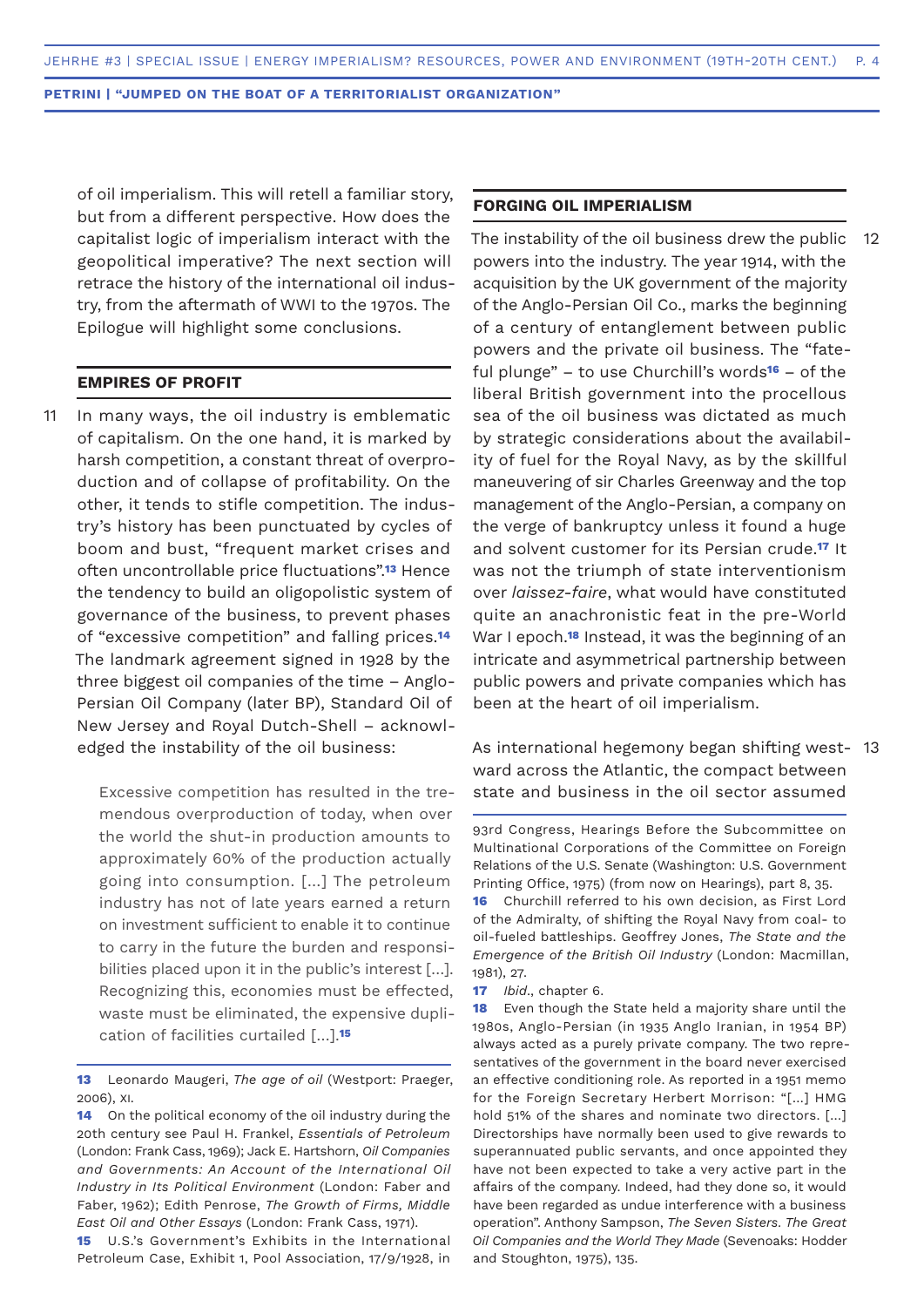of oil imperialism. This will retell a familiar story, but from a different perspective. How does the capitalist logic of imperialism interact with the geopolitical imperative? The next section will retrace the history of the international oil industry, from the aftermath of WWI to the 1970s. The Epilogue will highlight some conclusions.

## EMPIRES OF PROFIT

11 In many ways, the oil industry is emblematic of capitalism. On the one hand, it is marked by harsh competition, a constant threat of overproduction and of collapse of profitability. On the other, it tends to stifle competition. The industry's history has been punctuated by cycles of boom and bust, "frequent market crises and often uncontrollable price fluctuations".[13] Hence the tendency to build an oligopolistic system of governance of the business, to prevent phases of "excessive competition" and falling prices.[14] The landmark agreement signed in 1928 by the three biggest oil companies of the time – Anglo-Persian Oil Company (later BP), Standard Oil of New Jersey and Royal Dutch-Shell – acknowledged the instability of the oil business:

> Excessive competition has resulted in the tremendous overproduction of today, when over the world the shut-in production amounts to approximately 60% of the production actually going into consumption. [...] The petroleum industry has not of late years earned a return on investment sufficient to enable it to continue to carry in the future the burden and responsibilities placed upon it in the public's interest [...]. Recognizing this, economies must be effected, waste must be eliminated, the expensive duplication of facilities curtailed [...].[15]

## FORGING OIL IMPERIALISM

12 The instability of the oil business drew the public powers into the industry. The year 1914, with the acquisition by the UK government of the majority of the Anglo-Persian Oil Co., marks the beginning of a century of entanglement between public powers and the private oil business. The "fateful plunge" – to use Churchill's words[16] – of the liberal British government into the procellous sea of the oil business was dictated as much by strategic considerations about the availability of fuel for the Royal Navy, as by the skillful maneuvering of sir Charles Greenway and the top management of the Anglo-Persian, a company on the verge of bankruptcy unless it found a huge and solvent customer for its Persian crude.[17] It was not the triumph of state interventionism over *laissez-faire*, what would have constituted quite an anachronistic feat in the pre-World War I epoch.[18] Instead, it was the beginning of an intricate and asymmetrical partnership between public powers and private companies which has been at the heart of oil imperialism.

13 As international hegemony began shifting westward across the Atlantic, the compact between state and business in the oil sector assumed

---

**13** Leonardo Maugeri, *The age of oil* (Westport: Praeger, 2006), XI.

**14** On the political economy of the oil industry during the 20th century see Paul H. Frankel, *Essentials of Petroleum* (London: Frank Cass, 1969); Jack E. Hartshorn, *Oil Companies and Governments: An Account of the International Oil Industry in Its Political Environment* (London: Faber and Faber, 1962); Edith Penrose, *The Growth of Firms, Middle East Oil and Other Essays* (London: Frank Cass, 1971).

**15** U.S.'s Government's Exhibits in the International Petroleum Case, Exhibit 1, Pool Association, 17/9/1928, in 93rd Congress, Hearings Before the Subcommittee on Multinational Corporations of the Committee on Foreign Relations of the U.S. Senate (Washington: U.S. Government Printing Office, 1975) (from now on Hearings), part 8, 35.

**16** Churchill referred to his own decision, as First Lord of the Admiralty, of shifting the Royal Navy from coal- to oil-fueled battleships. Geoffrey Jones, *The State and the Emergence of the British Oil Industry* (London: Macmillan, 1981), 27.

**17** *Ibid*., chapter 6.

**18** Even though the State held a majority share until the 1980s, Anglo-Persian (in 1935 Anglo Iranian, in 1954 BP) always acted as a purely private company. The two representatives of the government in the board never exercised an effective conditioning role. As reported in a 1951 memo for the Foreign Secretary Herbert Morrison: "[...] HMG hold 51% of the shares and nominate two directors. [...] Directorships have normally been used to give rewards to superannuated public servants, and once appointed they have not been expected to take a very active part in the affairs of the company. Indeed, had they done so, it would have been regarded as undue interference with a business operation". Anthony Sampson, *The Seven Sisters. The Great Oil Companies and the World They Made* (Sevenoaks: Hodder and Stoughton, 1975), 135.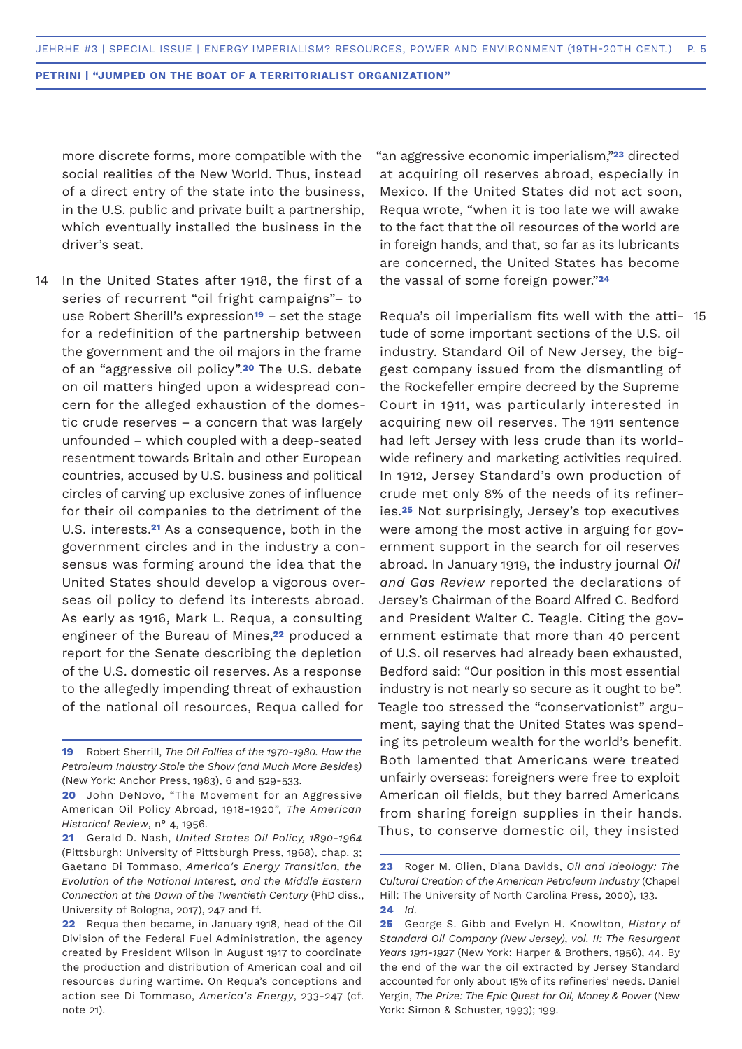more discrete forms, more compatible with the social realities of the New World. Thus, instead of a direct entry of the state into the business, in the U.S. public and private built a partnership, which eventually installed the business in the driver's seat.

14 In the United States after 1918, the first of a series of recurrent "oil fright campaigns"– to use Robert Sherill's expression[19] – set the stage for a redefinition of the partnership between the government and the oil majors in the frame of an "aggressive oil policy".[20] The U.S. debate on oil matters hinged upon a widespread concern for the alleged exhaustion of the domestic crude reserves – a concern that was largely unfounded – which coupled with a deep-seated resentment towards Britain and other European countries, accused by U.S. business and political circles of carving up exclusive zones of influence for their oil companies to the detriment of the U.S. interests.[21] As a consequence, both in the government circles and in the industry a consensus was forming around the idea that the United States should develop a vigorous overseas oil policy to defend its interests abroad. As early as 1916, Mark L. Requa, a consulting engineer of the Bureau of Mines,[22] produced a report for the Senate describing the depletion of the U.S. domestic oil reserves. As a response to the allegedly impending threat of exhaustion of the national oil resources, Requa called for "an aggressive economic imperialism,"[23] directed at acquiring oil reserves abroad, especially in Mexico. If the United States did not act soon, Requa wrote, "when it is too late we will awake to the fact that the oil resources of the world are in foreign hands, and that, so far as its lubricants are concerned, the United States has become the vassal of some foreign power."[24]

15 Requa's oil imperialism fits well with the attitude of some important sections of the U.S. oil industry. Standard Oil of New Jersey, the biggest company issued from the dismantling of the Rockefeller empire decreed by the Supreme Court in 1911, was particularly interested in acquiring new oil reserves. The 1911 sentence had left Jersey with less crude than its worldwide refinery and marketing activities required. In 1912, Jersey Standard's own production of crude met only 8% of the needs of its refineries.[25] Not surprisingly, Jersey's top executives were among the most active in arguing for government support in the search for oil reserves abroad. In January 1919, the industry journal *Oil and Gas Review* reported the declarations of Jersey's Chairman of the Board Alfred C. Bedford and President Walter C. Teagle. Citing the government estimate that more than 40 percent of U.S. oil reserves had already been exhausted, Bedford said: "Our position in this most essential industry is not nearly so secure as it ought to be". Teagle too stressed the "conservationist" argument, saying that the United States was spending its petroleum wealth for the world's benefit. Both lamented that Americans were treated unfairly overseas: foreigners were free to exploit American oil fields, but they barred Americans from sharing foreign supplies in their hands. Thus, to conserve domestic oil, they insisted

---

**19** Robert Sherrill, *The Oil Follies of the 1970-1980. How the Petroleum Industry Stole the Show (and Much More Besides)* (New York: Anchor Press, 1983), 6 and 529-533.

**20** John DeNovo, "The Movement for an Aggressive American Oil Policy Abroad, 1918-1920", *The American Historical Review*, n° 4, 1956.

**21** Gerald D. Nash, *United States Oil Policy, 1890-1964* (Pittsburgh: University of Pittsburgh Press, 1968), chap. 3; Gaetano Di Tommaso, *America's Energy Transition, the Evolution of the National Interest, and the Middle Eastern Connection at the Dawn of the Twentieth Century* (PhD diss., University of Bologna, 2017), 247 and ff.

**22** Requa then became, in January 1918, head of the Oil Division of the Federal Fuel Administration, the agency created by President Wilson in August 1917 to coordinate the production and distribution of American coal and oil resources during wartime. On Requa's conceptions and action see Di Tommaso, *America's Energy*, 233-247 (cf. note 21).

**23** Roger M. Olien, Diana Davids, *Oil and Ideology: The Cultural Creation of the American Petroleum Industry* (Chapel Hill: The University of North Carolina Press, 2000), 133.

**24** *Id.*

**25** George S. Gibb and Evelyn H. Knowlton, *History of Standard Oil Company (New Jersey), vol. II: The Resurgent Years 1911-1927* (New York: Harper & Brothers, 1956), 44. By the end of the war the oil extracted by Jersey Standard accounted for only about 15% of its refineries' needs. Daniel Yergin, *The Prize: The Epic Quest for Oil, Money & Power* (New York: Simon & Schuster, 1993); 199.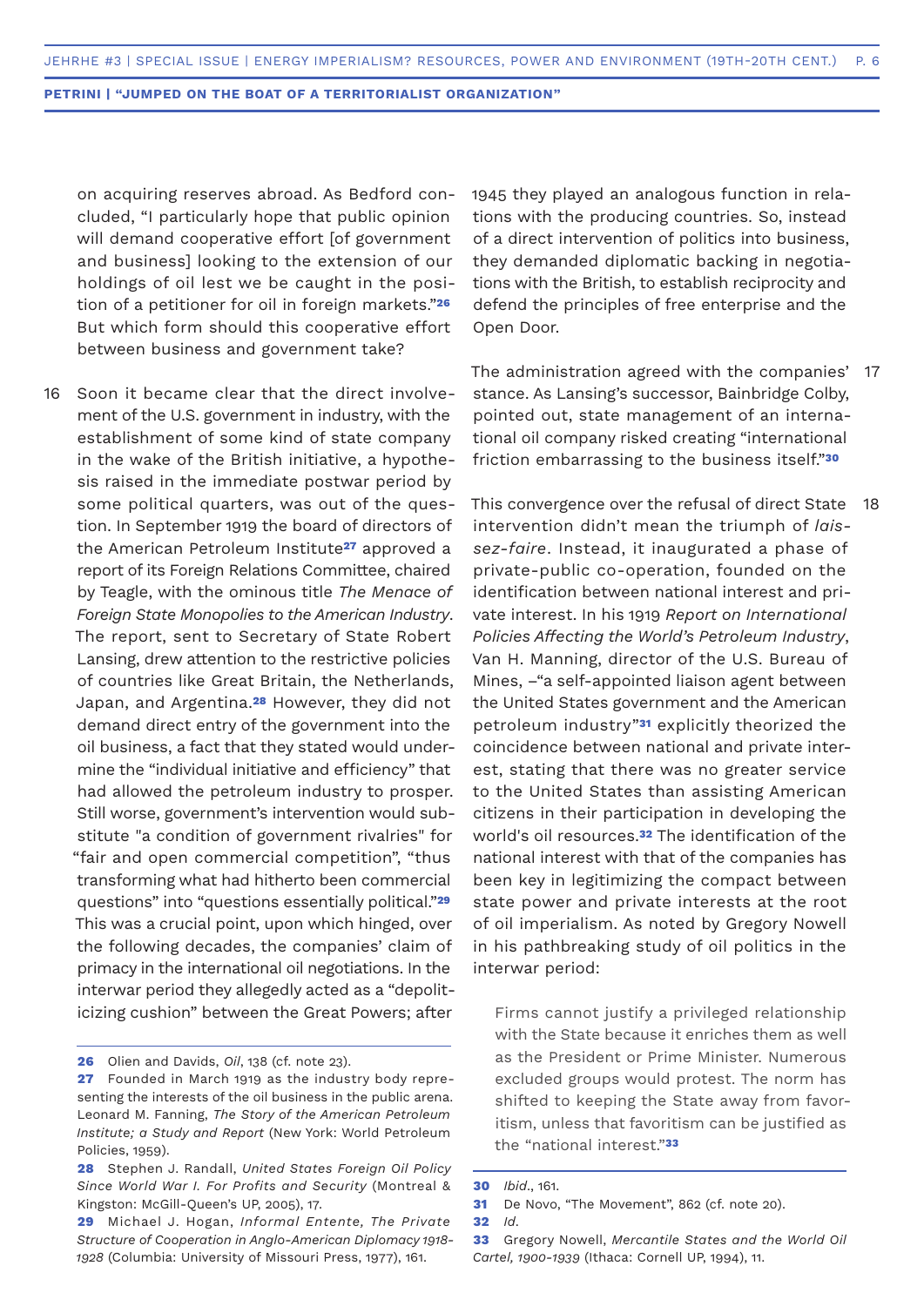on acquiring reserves abroad. As Bedford concluded, "I particularly hope that public opinion will demand cooperative effort [of government and business] looking to the extension of our holdings of oil lest we be caught in the position of a petitioner for oil in foreign markets."[26] But which form should this cooperative effort between business and government take?

16 Soon it became clear that the direct involvement of the U.S. government in industry, with the establishment of some kind of state company in the wake of the British initiative, a hypothesis raised in the immediate postwar period by some political quarters, was out of the question. In September 1919 the board of directors of the American Petroleum Institute[27] approved a report of its Foreign Relations Committee, chaired by Teagle, with the ominous title *The Menace of Foreign State Monopolies to the American Industry*. The report, sent to Secretary of State Robert Lansing, drew attention to the restrictive policies of countries like Great Britain, the Netherlands, Japan, and Argentina.[28] However, they did not demand direct entry of the government into the oil business, a fact that they stated would undermine the "individual initiative and efficiency" that had allowed the petroleum industry to prosper. Still worse, government's intervention would substitute "a condition of government rivalries" for "fair and open commercial competition", "thus transforming what had hitherto been commercial questions" into "questions essentially political."[29] This was a crucial point, upon which hinged, over the following decades, the companies' claim of primacy in the international oil negotiations. In the interwar period they allegedly acted as a "depoliticizing cushion" between the Great Powers; after 1945 they played an analogous function in relations with the producing countries. So, instead of a direct intervention of politics into business, they demanded diplomatic backing in negotiations with the British, to establish reciprocity and defend the principles of free enterprise and the Open Door.

17 The administration agreed with the companies' stance. As Lansing's successor, Bainbridge Colby, pointed out, state management of an international oil company risked creating "international friction embarrassing to the business itself."[30]

18 This convergence over the refusal of direct State intervention didn't mean the triumph of *laissez-faire*. Instead, it inaugurated a phase of private-public co-operation, founded on the identification between national interest and private interest. In his 1919 *Report on International Policies Affecting the World's Petroleum Industry*, Van H. Manning, director of the U.S. Bureau of Mines, –"a self-appointed liaison agent between the United States government and the American petroleum industry"[31] explicitly theorized the coincidence between national and private interest, stating that there was no greater service to the United States than assisting American citizens in their participation in developing the world's oil resources.[32] The identification of the national interest with that of the companies has been key in legitimizing the compact between state power and private interests at the root of oil imperialism. As noted by Gregory Nowell in his pathbreaking study of oil politics in the interwar period:

> Firms cannot justify a privileged relationship with the State because it enriches them as well as the President or Prime Minister. Numerous excluded groups would protest. The norm has shifted to keeping the State away from favoritism, unless that favoritism can be justified as the "national interest."[33]

---

26 Olien and Davids, *Oil*, 138 (cf. note 23).

27 Founded in March 1919 as the industry body representing the interests of the oil business in the public arena. Leonard M. Fanning, *The Story of the American Petroleum Institute; a Study and Report* (New York: World Petroleum Policies, 1959).

28 Stephen J. Randall, *United States Foreign Oil Policy Since World War I. For Profits and Security* (Montreal & Kingston: McGill-Queen's UP, 2005), 17.

29 Michael J. Hogan, *Informal Entente, The Private Structure of Cooperation in Anglo-American Diplomacy 1918-1928* (Columbia: University of Missouri Press, 1977), 161.

30 *Ibid.*, 161.

31 De Novo, "The Movement", 862 (cf. note 20).

32 *Id.*

33 Gregory Nowell, *Mercantile States and the World Oil Cartel, 1900-1939* (Ithaca: Cornell UP, 1994), 11.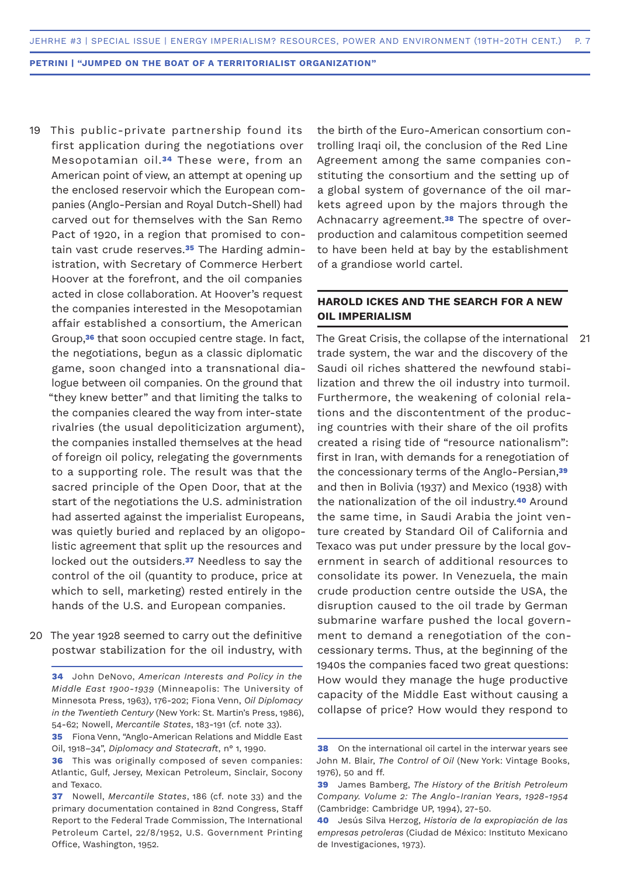19 This public-private partnership found its first application during the negotiations over Mesopotamian oil.[34] These were, from an American point of view, an attempt at opening up the enclosed reservoir which the European companies (Anglo-Persian and Royal Dutch-Shell) had carved out for themselves with the San Remo Pact of 1920, in a region that promised to contain vast crude reserves.[35] The Harding administration, with Secretary of Commerce Herbert Hoover at the forefront, and the oil companies acted in close collaboration. At Hoover's request the companies interested in the Mesopotamian affair established a consortium, the American Group,[36] that soon occupied centre stage. In fact, the negotiations, begun as a classic diplomatic game, soon changed into a transnational dialogue between oil companies. On the ground that "they knew better" and that limiting the talks to the companies cleared the way from inter-state rivalries (the usual depoliticization argument), the companies installed themselves at the head of foreign oil policy, relegating the governments to a supporting role. The result was that the sacred principle of the Open Door, that at the start of the negotiations the U.S. administration had asserted against the imperialist Europeans, was quietly buried and replaced by an oligopolistic agreement that split up the resources and locked out the outsiders.[37] Needless to say the control of the oil (quantity to produce, price at which to sell, marketing) rested entirely in the hands of the U.S. and European companies.

20 The year 1928 seemed to carry out the definitive postwar stabilization for the oil industry, with the birth of the Euro-American consortium controlling Iraqi oil, the conclusion of the Red Line Agreement among the same companies constituting the consortium and the setting up of a global system of governance of the oil markets agreed upon by the majors through the Achnacarry agreement.[38] The spectre of overproduction and calamitous competition seemed to have been held at bay by the establishment of a grandiose world cartel.

## HAROLD ICKES AND THE SEARCH FOR A NEW OIL IMPERIALISM

21 The Great Crisis, the collapse of the international trade system, the war and the discovery of the Saudi oil riches shattered the newfound stabilization and threw the oil industry into turmoil. Furthermore, the weakening of colonial relations and the discontentment of the producing countries with their share of the oil profits created a rising tide of "resource nationalism": first in Iran, with demands for a renegotiation of the concessionary terms of the Anglo-Persian,[39] and then in Bolivia (1937) and Mexico (1938) with the nationalization of the oil industry.[40] Around the same time, in Saudi Arabia the joint venture created by Standard Oil of California and Texaco was put under pressure by the local government in search of additional resources to consolidate its power. In Venezuela, the main crude production centre outside the USA, the disruption caused to the oil trade by German submarine warfare pushed the local government to demand a renegotiation of the concessionary terms. Thus, at the beginning of the 1940s the companies faced two great questions: How would they manage the huge productive capacity of the Middle East without causing a collapse of price? How would they respond to

---

**34** John DeNovo, *American Interests and Policy in the Middle East 1900-1939* (Minneapolis: The University of Minnesota Press, 1963), 176-202; Fiona Venn, *Oil Diplomacy in the Twentieth Century* (New York: St. Martin's Press, 1986), 54-62; Nowell, *Mercantile States*, 183-191 (cf. note 33).

**35** Fiona Venn, "Anglo-American Relations and Middle East Oil, 1918–34", *Diplomacy and Statecraft*, n° 1, 1990.

**36** This was originally composed of seven companies: Atlantic, Gulf, Jersey, Mexican Petroleum, Sinclair, Socony and Texaco.

**37** Nowell, *Mercantile States*, 186 (cf. note 33) and the primary documentation contained in 82nd Congress, Staff Report to the Federal Trade Commission, The International Petroleum Cartel, 22/8/1952, U.S. Government Printing Office, Washington, 1952.

**38** On the international oil cartel in the interwar years see John M. Blair, *The Control of Oil* (New York: Vintage Books, 1976), 50 and ff.

**39** James Bamberg, *The History of the British Petroleum Company. Volume 2: The Anglo-Iranian Years, 1928-1954* (Cambridge: Cambridge UP, 1994), 27-50.

**40** Jesús Silva Herzog, *Historia de la expropiación de las empresas petroleras* (Ciudad de México: Instituto Mexicano de Investigaciones, 1973).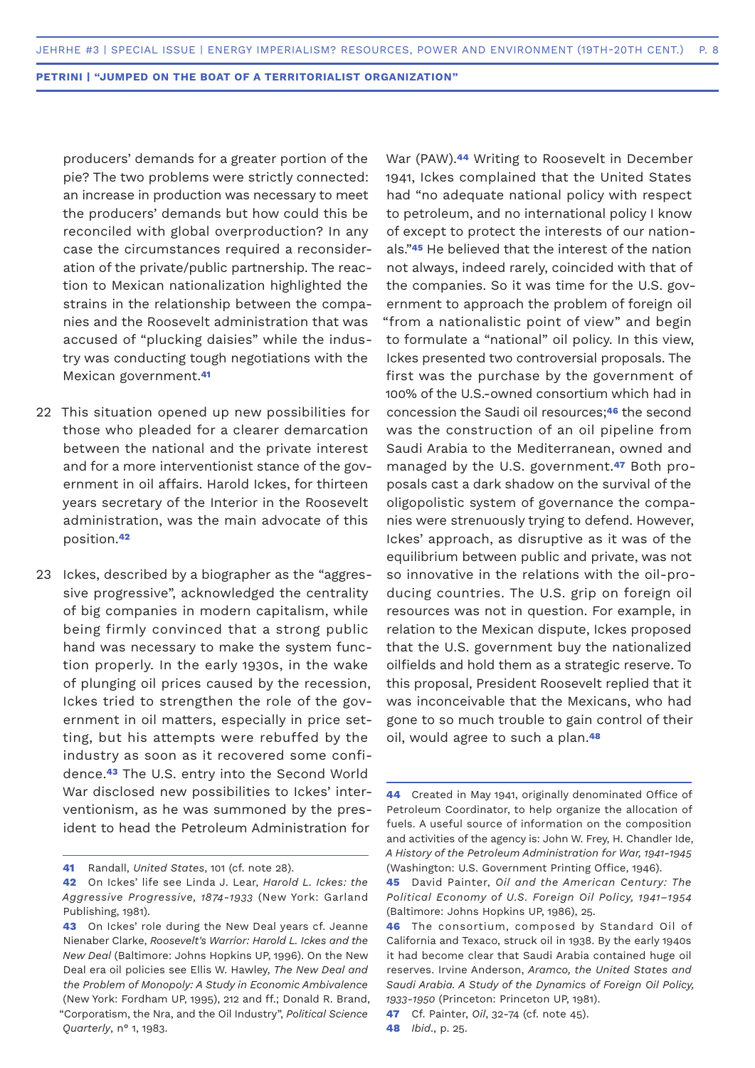producers' demands for a greater portion of the pie? The two problems were strictly connected: an increase in production was necessary to meet the producers' demands but how could this be reconciled with global overproduction? In any case the circumstances required a reconsideration of the private/public partnership. The reaction to Mexican nationalization highlighted the strains in the relationship between the companies and the Roosevelt administration that was accused of "plucking daisies" while the industry was conducting tough negotiations with the Mexican government.[41]

22 This situation opened up new possibilities for those who pleaded for a clearer demarcation between the national and the private interest and for a more interventionist stance of the government in oil affairs. Harold Ickes, for thirteen years secretary of the Interior in the Roosevelt administration, was the main advocate of this position.[42]

23 Ickes, described by a biographer as the "aggressive progressive", acknowledged the centrality of big companies in modern capitalism, while being firmly convinced that a strong public hand was necessary to make the system function properly. In the early 1930s, in the wake of plunging oil prices caused by the recession, Ickes tried to strengthen the role of the government in oil matters, especially in price setting, but his attempts were rebuffed by the industry as soon as it recovered some confidence.[43] The U.S. entry into the Second World War disclosed new possibilities to Ickes' interventionism, as he was summoned by the president to head the Petroleum Administration for War (PAW).[44] Writing to Roosevelt in December 1941, Ickes complained that the United States had "no adequate national policy with respect to petroleum, and no international policy I know of except to protect the interests of our nationals."[45] He believed that the interest of the nation not always, indeed rarely, coincided with that of the companies. So it was time for the U.S. government to approach the problem of foreign oil "from a nationalistic point of view" and begin to formulate a "national" oil policy. In this view, Ickes presented two controversial proposals. The first was the purchase by the government of 100% of the U.S.-owned consortium which had in concession the Saudi oil resources;[46] the second was the construction of an oil pipeline from Saudi Arabia to the Mediterranean, owned and managed by the U.S. government.[47] Both proposals cast a dark shadow on the survival of the oligopolistic system of governance the companies were strenuously trying to defend. However, Ickes' approach, as disruptive as it was of the equilibrium between public and private, was not so innovative in the relations with the oil-producing countries. The U.S. grip on foreign oil resources was not in question. For example, in relation to the Mexican dispute, Ickes proposed that the U.S. government buy the nationalized oilfields and hold them as a strategic reserve. To this proposal, President Roosevelt replied that it was inconceivable that the Mexicans, who had gone to so much trouble to gain control of their oil, would agree to such a plan.[48]

---

**41** Randall, *United States*, 101 (cf. note 28).

**42** On Ickes' life see Linda J. Lear, *Harold L. Ickes: the Aggressive Progressive, 1874-1933* (New York: Garland Publishing, 1981).

**43** On Ickes' role during the New Deal years cf. Jeanne Nienaber Clarke, *Roosevelt's Warrior: Harold L. Ickes and the New Deal* (Baltimore: Johns Hopkins UP, 1996). On the New Deal era oil policies see Ellis W. Hawley, *The New Deal and the Problem of Monopoly: A Study in Economic Ambivalence* (New York: Fordham UP, 1995), 212 and ff.; Donald R. Brand, "Corporatism, the Nra, and the Oil Industry", *Political Science Quarterly*, n° 1, 1983.

**44** Created in May 1941, originally denominated Office of Petroleum Coordinator, to help organize the allocation of fuels. A useful source of information on the composition and activities of the agency is: John W. Frey, H. Chandler Ide, *A History of the Petroleum Administration for War, 1941-1945* (Washington: U.S. Government Printing Office, 1946).

**45** David Painter, *Oil and the American Century: The Political Economy of U.S. Foreign Oil Policy, 1941–1954* (Baltimore: Johns Hopkins UP, 1986), 25.

**46** The consortium, composed by Standard Oil of California and Texaco, struck oil in 1938. By the early 1940s it had become clear that Saudi Arabia contained huge oil reserves. Irvine Anderson, *Aramco, the United States and Saudi Arabia. A Study of the Dynamics of Foreign Oil Policy, 1933-1950* (Princeton: Princeton UP, 1981).

**47** Cf. Painter, *Oil*, 32-74 (cf. note 45).

**48** *Ibid*., p. 25.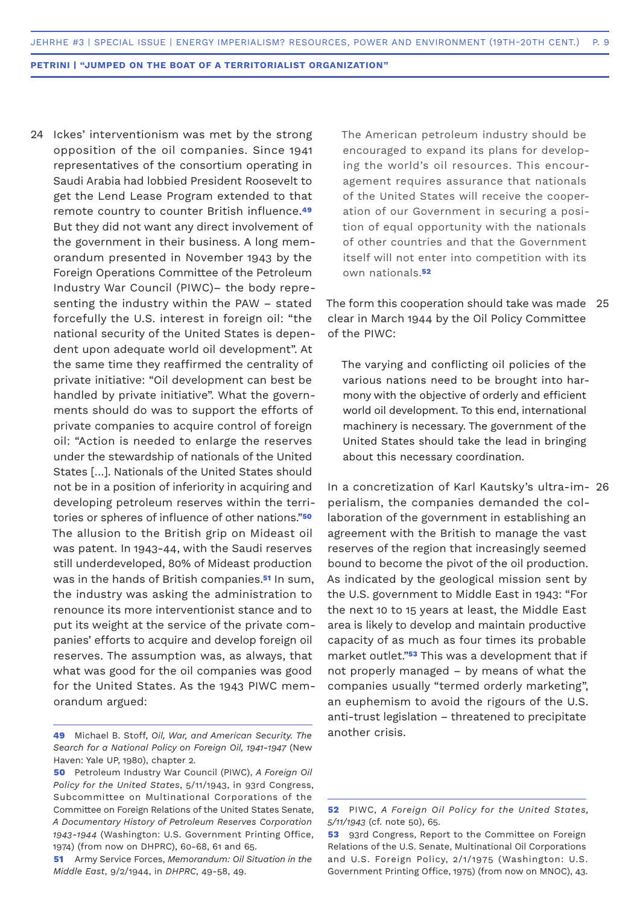24 Ickes' interventionism was met by the strong opposition of the oil companies. Since 1941 representatives of the consortium operating in Saudi Arabia had lobbied President Roosevelt to get the Lend Lease Program extended to that remote country to counter British influence.[49] But they did not want any direct involvement of the government in their business. A long memorandum presented in November 1943 by the Foreign Operations Committee of the Petroleum Industry War Council (PIWC)– the body representing the industry within the PAW – stated forcefully the U.S. interest in foreign oil: "the national security of the United States is dependent upon adequate world oil development". At the same time they reaffirmed the centrality of private initiative: "Oil development can best be handled by private initiative". What the governments should do was to support the efforts of private companies to acquire control of foreign oil: "Action is needed to enlarge the reserves under the stewardship of nationals of the United States [...]. Nationals of the United States should not be in a position of inferiority in acquiring and developing petroleum reserves within the territories or spheres of influence of other nations."[50] The allusion to the British grip on Mideast oil was patent. In 1943-44, with the Saudi reserves still underdeveloped, 80% of Mideast production was in the hands of British companies.[51] In sum, the industry was asking the administration to renounce its more interventionist stance and to put its weight at the service of the private companies' efforts to acquire and develop foreign oil reserves. The assumption was, as always, that what was good for the oil companies was good for the United States. As the 1943 PIWC memorandum argued:

> The American petroleum industry should be encouraged to expand its plans for developing the world's oil resources. This encouragement requires assurance that nationals of the United States will receive the cooperation of our Government in securing a position of equal opportunity with the nationals of other countries and that the Government itself will not enter into competition with its own nationals.[52]

25 The form this cooperation should take was made clear in March 1944 by the Oil Policy Committee of the PIWC:

> The varying and conflicting oil policies of the various nations need to be brought into harmony with the objective of orderly and efficient world oil development. To this end, international machinery is necessary. The government of the United States should take the lead in bringing about this necessary coordination.

26 In a concretization of Karl Kautsky's ultra-imperialism, the companies demanded the collaboration of the government in establishing an agreement with the British to manage the vast reserves of the region that increasingly seemed bound to become the pivot of the oil production. As indicated by the geological mission sent by the U.S. government to Middle East in 1943: "For the next 10 to 15 years at least, the Middle East area is likely to develop and maintain productive capacity of as much as four times its probable market outlet."[53] This was a development that if not properly managed – by means of what the companies usually "termed orderly marketing", an euphemism to avoid the rigours of the U.S. anti-trust legislation – threatened to precipitate another crisis.

---

**49** Michael B. Stoff, *Oil, War, and American Security. The Search for a National Policy on Foreign Oil, 1941-1947* (New Haven: Yale UP, 1980), chapter 2.

**50** Petroleum Industry War Council (PIWC), *A Foreign Oil Policy for the United States*, 5/11/1943, in 93rd Congress, Subcommittee on Multinational Corporations of the Committee on Foreign Relations of the United States Senate, *A Documentary History of Petroleum Reserves Corporation 1943-1944* (Washington: U.S. Government Printing Office, 1974) (from now on DHPRC), 60-68, 61 and 65.

**51** Army Service Forces, *Memorandum: Oil Situation in the Middle East*, 9/2/1944, in *DHPRC*, 49-58, 49.

**52** PIWC, *A Foreign Oil Policy for the United States, 5/11/1943* (cf. note 50), 65.

**53** 93rd Congress, Report to the Committee on Foreign Relations of the U.S. Senate, Multinational Oil Corporations and U.S. Foreign Policy, 2/1/1975 (Washington: U.S. Government Printing Office, 1975) (from now on MNOC), 43.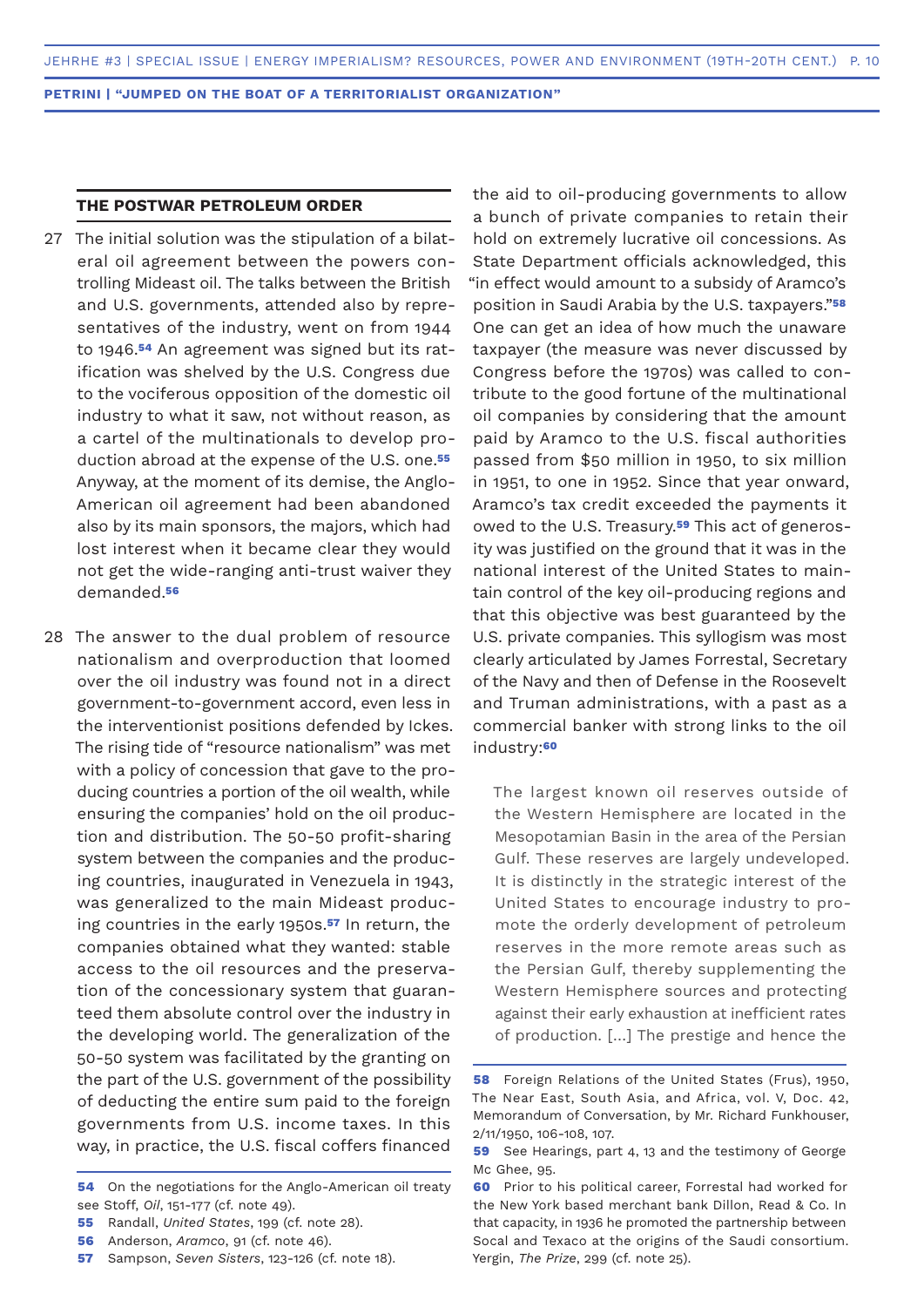## THE POSTWAR PETROLEUM ORDER

27 The initial solution was the stipulation of a bilateral oil agreement between the powers controlling Mideast oil. The talks between the British and U.S. governments, attended also by representatives of the industry, went on from 1944 to 1946.[54] An agreement was signed but its ratification was shelved by the U.S. Congress due to the vociferous opposition of the domestic oil industry to what it saw, not without reason, as a cartel of the multinationals to develop production abroad at the expense of the U.S. one.[55] Anyway, at the moment of its demise, the Anglo-American oil agreement had been abandoned also by its main sponsors, the majors, which had lost interest when it became clear they would not get the wide-ranging anti-trust waiver they demanded.[56]

28 The answer to the dual problem of resource nationalism and overproduction that loomed over the oil industry was found not in a direct government-to-government accord, even less in the interventionist positions defended by Ickes. The rising tide of "resource nationalism" was met with a policy of concession that gave to the producing countries a portion of the oil wealth, while ensuring the companies' hold on the oil production and distribution. The 50-50 profit-sharing system between the companies and the producing countries, inaugurated in Venezuela in 1943, was generalized to the main Mideast producing countries in the early 1950s.[57] In return, the companies obtained what they wanted: stable access to the oil resources and the preservation of the concessionary system that guaranteed them absolute control over the industry in the developing world. The generalization of the 50-50 system was facilitated by the granting on the part of the U.S. government of the possibility of deducting the entire sum paid to the foreign governments from U.S. income taxes. In this way, in practice, the U.S. fiscal coffers financed the aid to oil-producing governments to allow a bunch of private companies to retain their hold on extremely lucrative oil concessions. As State Department officials acknowledged, this "in effect would amount to a subsidy of Aramco's position in Saudi Arabia by the U.S. taxpayers."[58] One can get an idea of how much the unaware taxpayer (the measure was never discussed by Congress before the 1970s) was called to contribute to the good fortune of the multinational oil companies by considering that the amount paid by Aramco to the U.S. fiscal authorities passed from $50 million in 1950, to six million in 1951, to one in 1952. Since that year onward, Aramco's tax credit exceeded the payments it owed to the U.S. Treasury.[59] This act of generosity was justified on the ground that it was in the national interest of the United States to maintain control of the key oil-producing regions and that this objective was best guaranteed by the U.S. private companies. This syllogism was most clearly articulated by James Forrestal, Secretary of the Navy and then of Defense in the Roosevelt and Truman administrations, with a past as a commercial banker with strong links to the oil industry:[60]

> The largest known oil reserves outside of the Western Hemisphere are located in the Mesopotamian Basin in the area of the Persian Gulf. These reserves are largely undeveloped. It is distinctly in the strategic interest of the United States to encourage industry to promote the orderly development of petroleum reserves in the more remote areas such as the Persian Gulf, thereby supplementing the Western Hemisphere sources and protecting against their early exhaustion at inefficient rates of production. [...] The prestige and hence the

---

**54** On the negotiations for the Anglo-American oil treaty see Stoff, *Oil*, 151-177 (cf. note 49).

**55** Randall, *United States*, 199 (cf. note 28).

**56** Anderson, *Aramco*, 91 (cf. note 46).

**57** Sampson, *Seven Sisters*, 123-126 (cf. note 18).

**58** Foreign Relations of the United States (Frus), 1950, The Near East, South Asia, and Africa, vol. V, Doc. 42, Memorandum of Conversation, by Mr. Richard Funkhouser, 2/11/1950, 106-108, 107.

**59** See Hearings, part 4, 13 and the testimony of George Mc Ghee, 95.

**60** Prior to his political career, Forrestal had worked for the New York based merchant bank Dillon, Read & Co. In that capacity, in 1936 he promoted the partnership between Socal and Texaco at the origins of the Saudi consortium. Yergin, *The Prize*, 299 (cf. note 25).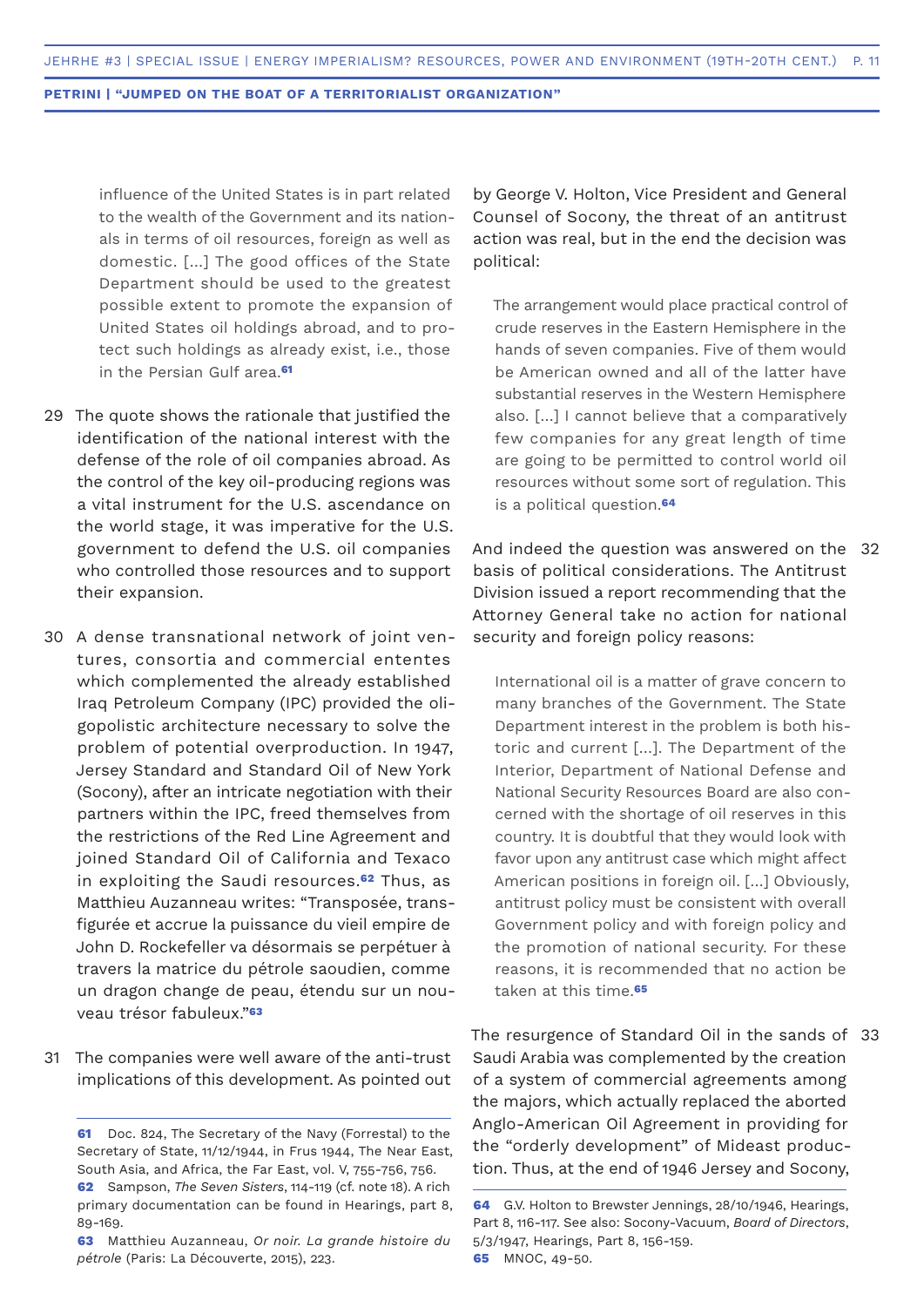> influence of the United States is in part related to the wealth of the Government and its nationals in terms of oil resources, foreign as well as domestic. […] The good offices of the State Department should be used to the greatest possible extent to promote the expansion of United States oil holdings abroad, and to protect such holdings as already exist, i.e., those in the Persian Gulf area.[61]

29 The quote shows the rationale that justified the identification of the national interest with the defense of the role of oil companies abroad. As the control of the key oil-producing regions was a vital instrument for the U.S. ascendance on the world stage, it was imperative for the U.S. government to defend the U.S. oil companies who controlled those resources and to support their expansion.

30 A dense transnational network of joint ventures, consortia and commercial ententes which complemented the already established Iraq Petroleum Company (IPC) provided the oligopolistic architecture necessary to solve the problem of potential overproduction. In 1947, Jersey Standard and Standard Oil of New York (Socony), after an intricate negotiation with their partners within the IPC, freed themselves from the restrictions of the Red Line Agreement and joined Standard Oil of California and Texaco in exploiting the Saudi resources.[62] Thus, as Matthieu Auzanneau writes: "Transposée, transfigurée et accrue la puissance du vieil empire de John D. Rockefeller va désormais se perpétuer à travers la matrice du pétrole saoudien, comme un dragon change de peau, étendu sur un nouveau trésor fabuleux."[63]

31 The companies were well aware of the anti-trust implications of this development. As pointed out by George V. Holton, Vice President and General Counsel of Socony, the threat of an antitrust action was real, but in the end the decision was political:

> The arrangement would place practical control of crude reserves in the Eastern Hemisphere in the hands of seven companies. Five of them would be American owned and all of the latter have substantial reserves in the Western Hemisphere also. […] I cannot believe that a comparatively few companies for any great length of time are going to be permitted to control world oil resources without some sort of regulation. This is a political question.[64]

32 And indeed the question was answered on the basis of political considerations. The Antitrust Division issued a report recommending that the Attorney General take no action for national security and foreign policy reasons:

> International oil is a matter of grave concern to many branches of the Government. The State Department interest in the problem is both historic and current […]. The Department of the Interior, Department of National Defense and National Security Resources Board are also concerned with the shortage of oil reserves in this country. It is doubtful that they would look with favor upon any antitrust case which might affect American positions in foreign oil. […] Obviously, antitrust policy must be consistent with overall Government policy and with foreign policy and the promotion of national security. For these reasons, it is recommended that no action be taken at this time.[65]

33 The resurgence of Standard Oil in the sands of Saudi Arabia was complemented by the creation of a system of commercial agreements among the majors, which actually replaced the aborted Anglo-American Oil Agreement in providing for the "orderly development" of Mideast production. Thus, at the end of 1946 Jersey and Socony,

---

**61** Doc. 824, The Secretary of the Navy (Forrestal) to the Secretary of State, 11/12/1944, in Frus 1944, The Near East, South Asia, and Africa, the Far East, vol. V, 755-756, 756.

**62** Sampson, *The Seven Sisters*, 114-119 (cf. note 18). A rich primary documentation can be found in Hearings, part 8, 89-169.

**63** Matthieu Auzanneau, *Or noir. La grande histoire du pétrole* (Paris: La Décourverte, 2015), 223.

**64** G.V. Holton to Brewster Jennings, 28/10/1946, Hearings, Part 8, 116-117. See also: Socony-Vacuum, *Board of Directors*, 5/3/1947, Hearings, Part 8, 156-159.

**65** MNOC, 49-50.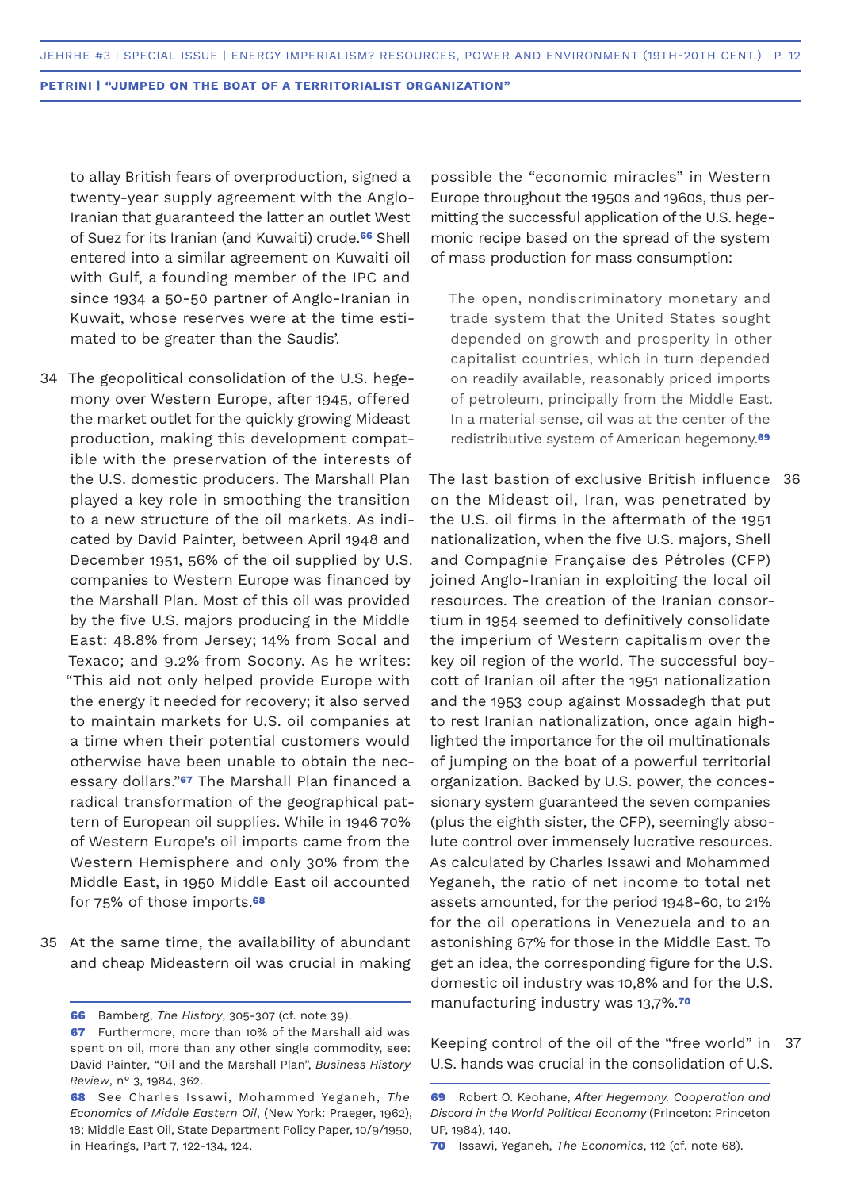to allay British fears of overproduction, signed a twenty-year supply agreement with the Anglo-Iranian that guaranteed the latter an outlet West of Suez for its Iranian (and Kuwaiti) crude.[66] Shell entered into a similar agreement on Kuwaiti oil with Gulf, a founding member of the IPC and since 1934 a 50-50 partner of Anglo-Iranian in Kuwait, whose reserves were at the time estimated to be greater than the Saudis'.

34 The geopolitical consolidation of the U.S. hegemony over Western Europe, after 1945, offered the market outlet for the quickly growing Mideast production, making this development compatible with the preservation of the interests of the U.S. domestic producers. The Marshall Plan played a key role in smoothing the transition to a new structure of the oil markets. As indicated by David Painter, between April 1948 and December 1951, 56% of the oil supplied by U.S. companies to Western Europe was financed by the Marshall Plan. Most of this oil was provided by the five U.S. majors producing in the Middle East: 48.8% from Jersey; 14% from Socal and Texaco; and 9.2% from Socony. As he writes: "This aid not only helped provide Europe with the energy it needed for recovery; it also served to maintain markets for U.S. oil companies at a time when their potential customers would otherwise have been unable to obtain the necessary dollars."[67] The Marshall Plan financed a radical transformation of the geographical pattern of European oil supplies. While in 1946 70% of Western Europe's oil imports came from the Western Hemisphere and only 30% from the Middle East, in 1950 Middle East oil accounted for 75% of those imports.[68]

35 At the same time, the availability of abundant and cheap Mideastern oil was crucial in making possible the "economic miracles" in Western Europe throughout the 1950s and 1960s, thus permitting the successful application of the U.S. hegemonic recipe based on the spread of the system of mass production for mass consumption:

> The open, nondiscriminatory monetary and trade system that the United States sought depended on growth and prosperity in other capitalist countries, which in turn depended on readily available, reasonably priced imports of petroleum, principally from the Middle East. In a material sense, oil was at the center of the redistributive system of American hegemony.[69]

36 The last bastion of exclusive British influence on the Mideast oil, Iran, was penetrated by the U.S. oil firms in the aftermath of the 1951 nationalization, when the five U.S. majors, Shell and Compagnie Française des Pétroles (CFP) joined Anglo-Iranian in exploiting the local oil resources. The creation of the Iranian consortium in 1954 seemed to definitively consolidate the imperium of Western capitalism over the key oil region of the world. The successful boycott of Iranian oil after the 1951 nationalization and the 1953 coup against Mossadegh that put to rest Iranian nationalization, once again highlighted the importance for the oil multinationals of jumping on the boat of a powerful territorial organization. Backed by U.S. power, the concessionary system guaranteed the seven companies (plus the eighth sister, the CFP), seemingly absolute control over immensely lucrative resources. As calculated by Charles Issawi and Mohammed Yeganeh, the ratio of net income to total net assets amounted, for the period 1948-60, to 21% for the oil operations in Venezuela and to an astonishing 67% for those in the Middle East. To get an idea, the corresponding figure for the U.S. domestic oil industry was 10,8% and for the U.S. manufacturing industry was 13,7%.[70]

37 Keeping control of the oil of the "free world" in U.S. hands was crucial in the consolidation of U.S.

---

66 Bamberg, *The History*, 305-307 (cf. note 39).

67 Furthermore, more than 10% of the Marshall aid was spent on oil, more than any other single commodity, see: David Painter, "Oil and the Marshall Plan", *Business History Review*, n° 3, 1984, 362.

68 See Charles Issawi, Mohammed Yeganeh, *The Economics of Middle Eastern Oil*, (New York: Praeger, 1962), 18; Middle East Oil, State Department Policy Paper, 10/9/1950, in Hearings, Part 7, 122-134, 124.

69 Robert O. Keohane, *After Hegemony. Cooperation and Discord in the World Political Economy* (Princeton: Princeton UP, 1984), 140.

70 Issawi, Yeganeh, *The Economics*, 112 (cf. note 68).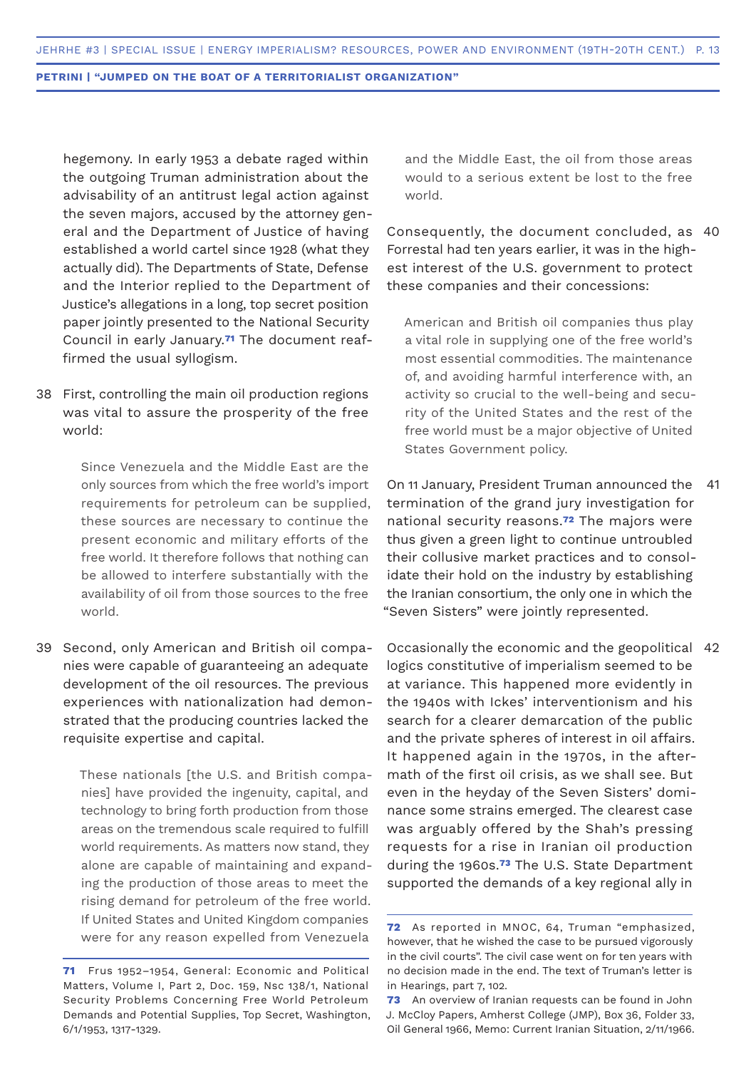hegemony. In early 1953 a debate raged within the outgoing Truman administration about the advisability of an antitrust legal action against the seven majors, accused by the attorney general and the Department of Justice of having established a world cartel since 1928 (what they actually did). The Departments of State, Defense and the Interior replied to the Department of Justice's allegations in a long, top secret position paper jointly presented to the National Security Council in early January.[71] The document reaffirmed the usual syllogism.

38 First, controlling the main oil production regions was vital to assure the prosperity of the free world:

> Since Venezuela and the Middle East are the only sources from which the free world's import requirements for petroleum can be supplied, these sources are necessary to continue the present economic and military efforts of the free world. It therefore follows that nothing can be allowed to interfere substantially with the availability of oil from those sources to the free world.

39 Second, only American and British oil companies were capable of guaranteeing an adequate development of the oil resources. The previous experiences with nationalization had demonstrated that the producing countries lacked the requisite expertise and capital.

> These nationals [the U.S. and British companies] have provided the ingenuity, capital, and technology to bring forth production from those areas on the tremendous scale required to fulfill world requirements. As matters now stand, they alone are capable of maintaining and expanding the production of those areas to meet the rising demand for petroleum of the free world. If United States and United Kingdom companies were for any reason expelled from Venezuela and the Middle East, the oil from those areas would to a serious extent be lost to the free world.

40 Consequently, the document concluded, as Forrestal had ten years earlier, it was in the highest interest of the U.S. government to protect these companies and their concessions:

> American and British oil companies thus play a vital role in supplying one of the free world's most essential commodities. The maintenance of, and avoiding harmful interference with, an activity so crucial to the well-being and security of the United States and the rest of the free world must be a major objective of United States Government policy.

41 On 11 January, President Truman announced the termination of the grand jury investigation for national security reasons.[72] The majors were thus given a green light to continue untroubled their collusive market practices and to consolidate their hold on the industry by establishing the Iranian consortium, the only one in which the "Seven Sisters" were jointly represented.

42 Occasionally the economic and the geopolitical logics constitutive of imperialism seemed to be at variance. This happened more evidently in the 1940s with Ickes' interventionism and his search for a clearer demarcation of the public and the private spheres of interest in oil affairs. It happened again in the 1970s, in the aftermath of the first oil crisis, as we shall see. But even in the heyday of the Seven Sisters' dominance some strains emerged. The clearest case was arguably offered by the Shah's pressing requests for a rise in Iranian oil production during the 1960s.[73] The U.S. State Department supported the demands of a key regional ally in

---

**71** Frus 1952–1954, General: Economic and Political Matters, Volume I, Part 2, Doc. 159, Nsc 138/1, National Security Problems Concerning Free World Petroleum Demands and Potential Supplies, Top Secret, Washington, 6/1/1953, 1317-1329.

**72** As reported in MNOC, 64, Truman "emphasized, however, that he wished the case to be pursued vigorously in the civil courts". The civil case went on for ten years with no decision made in the end. The text of Truman's letter is in Hearings, part 7, 102.

**73** An overview of Iranian requests can be found in John J. McCloy Papers, Amherst College (JMP), Box 36, Folder 33, Oil General 1966, Memo: Current Iranian Situation, 2/11/1966.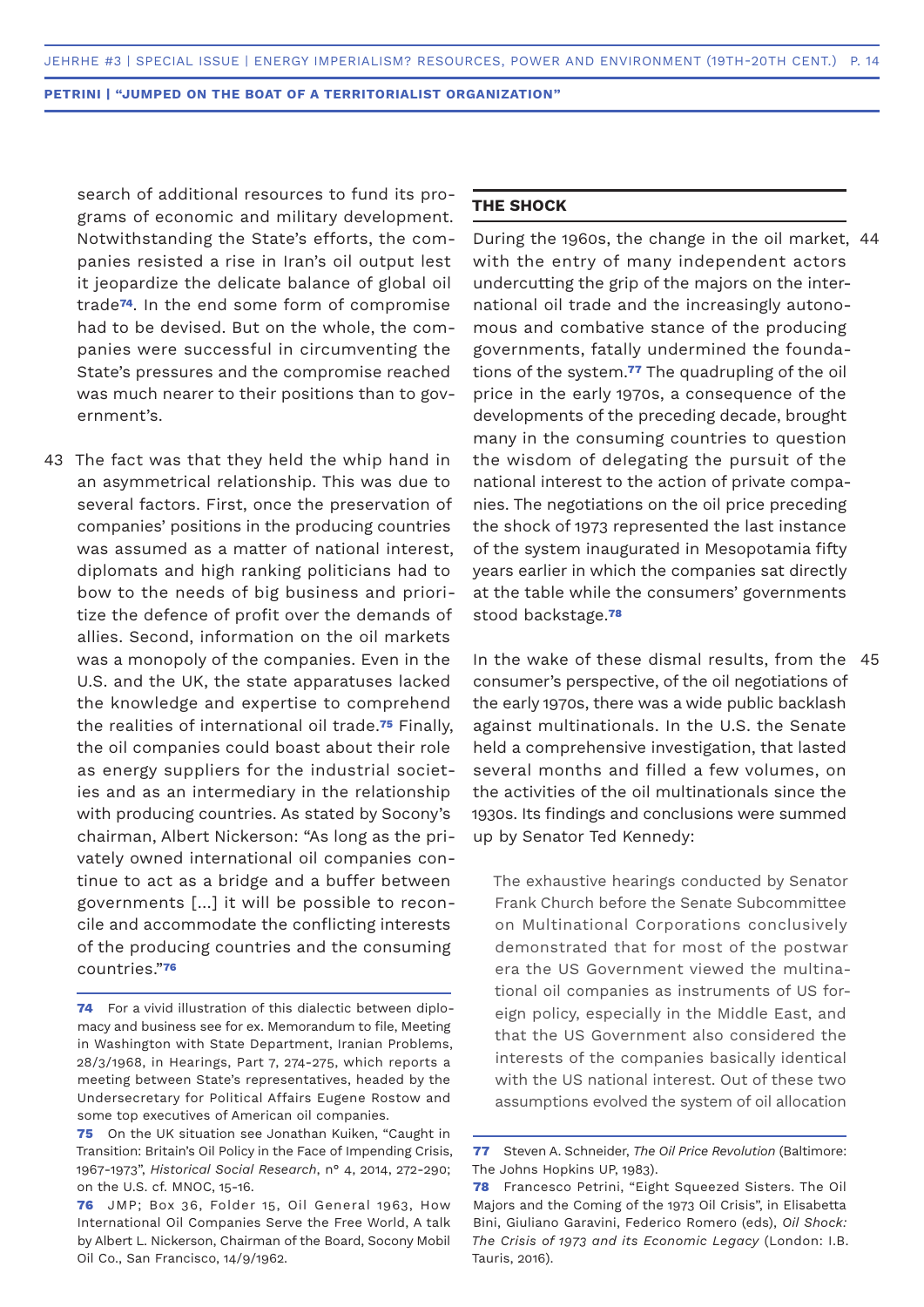search of additional resources to fund its programs of economic and military development. Notwithstanding the State's efforts, the companies resisted a rise in Iran's oil output lest it jeopardize the delicate balance of global oil trade[74]. In the end some form of compromise had to be devised. But on the whole, the companies were successful in circumventing the State's pressures and the compromise reached was much nearer to their positions than to government's.

43 The fact was that they held the whip hand in an asymmetrical relationship. This was due to several factors. First, once the preservation of companies' positions in the producing countries was assumed as a matter of national interest, diplomats and high ranking politicians had to bow to the needs of big business and prioritize the defence of profit over the demands of allies. Second, information on the oil markets was a monopoly of the companies. Even in the U.S. and the UK, the state apparatuses lacked the knowledge and expertise to comprehend the realities of international oil trade.[75] Finally, the oil companies could boast about their role as energy suppliers for the industrial societies and as an intermediary in the relationship with producing countries. As stated by Socony's chairman, Albert Nickerson: "As long as the privately owned international oil companies continue to act as a bridge and a buffer between governments [...] it will be possible to reconcile and accommodate the conflicting interests of the producing countries and the consuming countries."[76]

## THE SHOCK

44 During the 1960s, the change in the oil market, with the entry of many independent actors undercutting the grip of the majors on the international oil trade and the increasingly autonomous and combative stance of the producing governments, fatally undermined the foundations of the system.[77] The quadrupling of the oil price in the early 1970s, a consequence of the developments of the preceding decade, brought many in the consuming countries to question the wisdom of delegating the pursuit of the national interest to the action of private companies. The negotiations on the oil price preceding the shock of 1973 represented the last instance of the system inaugurated in Mesopotamia fifty years earlier in which the companies sat directly at the table while the consumers' governments stood backstage.[78]

45 In the wake of these dismal results, from the consumer's perspective, of the oil negotiations of the early 1970s, there was a wide public backlash against multinationals. In the U.S. the Senate held a comprehensive investigation, that lasted several months and filled a few volumes, on the activities of the oil multinationals since the 1930s. Its findings and conclusions were summed up by Senator Ted Kennedy:

> The exhaustive hearings conducted by Senator Frank Church before the Senate Subcommittee on Multinational Corporations conclusively demonstrated that for most of the postwar era the US Government viewed the multinational oil companies as instruments of US foreign policy, especially in the Middle East, and that the US Government also considered the interests of the companies basically identical with the US national interest. Out of these two assumptions evolved the system of oil allocation

---

[74] For a vivid illustration of this dialectic between diplomacy and business see for ex. Memorandum to file, Meeting in Washington with State Department, Iranian Problems, 28/3/1968, in Hearings, Part 7, 274-275, which reports a meeting between State's representatives, headed by the Undersecretary for Political Affairs Eugene Rostow and some top executives of American oil companies.

[75] On the UK situation see Jonathan Kuiken, "Caught in Transition: Britain's Oil Policy in the Face of Impending Crisis, 1967-1973", *Historical Social Research*, n° 4, 2014, 272-290; on the U.S. cf. MNOC, 15-16.

[76] JMP; Box 36, Folder 15, Oil General 1963, How International Oil Companies Serve the Free World, A talk by Albert L. Nickerson, Chairman of the Board, Socony Mobil Oil Co., San Francisco, 14/9/1962.

[77] Steven A. Schneider, *The Oil Price Revolution* (Baltimore: The Johns Hopkins UP, 1983).

[78] Francesco Petrini, "Eight Squeezed Sisters. The Oil Majors and the Coming of the 1973 Oil Crisis", in Elisabetta Bini, Giuliano Garavini, Federico Romero (eds), *Oil Shock: The Crisis of 1973 and its Economic Legacy* (London: I.B. Tauris, 2016).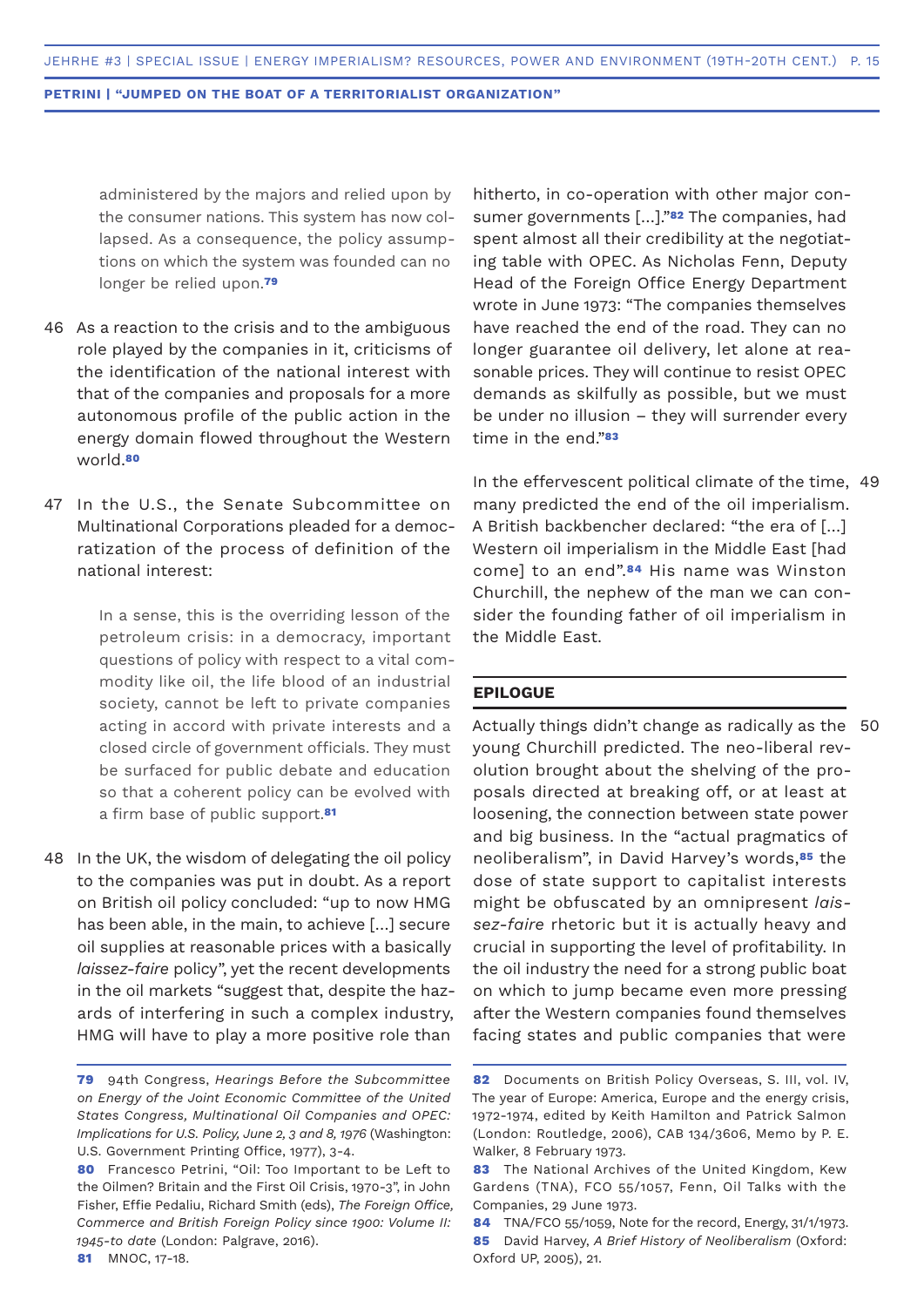administered by the majors and relied upon by the consumer nations. This system has now collapsed. As a consequence, the policy assumptions on which the system was founded can no longer be relied upon.[79]

46 As a reaction to the crisis and to the ambiguous role played by the companies in it, criticisms of the identification of the national interest with that of the companies and proposals for a more autonomous profile of the public action in the energy domain flowed throughout the Western world.[80]

47 In the U.S., the Senate Subcommittee on Multinational Corporations pleaded for a democratization of the process of definition of the national interest:

> In a sense, this is the overriding lesson of the petroleum crisis: in a democracy, important questions of policy with respect to a vital commodity like oil, the life blood of an industrial society, cannot be left to private companies acting in accord with private interests and a closed circle of government officials. They must be surfaced for public debate and education so that a coherent policy can be evolved with a firm base of public support.[81]

48 In the UK, the wisdom of delegating the oil policy to the companies was put in doubt. As a report on British oil policy concluded: "up to now HMG has been able, in the main, to achieve [...] secure oil supplies at reasonable prices with a basically *laissez-faire* policy", yet the recent developments in the oil markets "suggest that, despite the hazards of interfering in such a complex industry, HMG will have to play a more positive role than hitherto, in co-operation with other major consumer governments [...]."[82] The companies, had spent almost all their credibility at the negotiating table with OPEC. As Nicholas Fenn, Deputy Head of the Foreign Office Energy Department wrote in June 1973: "The companies themselves have reached the end of the road. They can no longer guarantee oil delivery, let alone at reasonable prices. They will continue to resist OPEC demands as skilfully as possible, but we must be under no illusion – they will surrender every time in the end."[83]

49 In the effervescent political climate of the time, many predicted the end of the oil imperialism. A British backbencher declared: "the era of [...] Western oil imperialism in the Middle East [had come] to an end".[84] His name was Winston Churchill, the nephew of the man we can consider the founding father of oil imperialism in the Middle East.

## EPILOGUE

50 Actually things didn't change as radically as the young Churchill predicted. The neo-liberal revolution brought about the shelving of the proposals directed at breaking off, or at least at loosening, the connection between state power and big business. In the "actual pragmatics of neoliberalism", in David Harvey's words,[85] the dose of state support to capitalist interests might be obfuscated by an omnipresent *laissez-faire* rhetoric but it is actually heavy and crucial in supporting the level of profitability. In the oil industry the need for a strong public boat on which to jump became even more pressing after the Western companies found themselves facing states and public companies that were

---

79 94th Congress, *Hearings Before the Subcommittee on Energy of the Joint Economic Committee of the United States Congress, Multinational Oil Companies and OPEC: Implications for U.S. Policy, June 2, 3 and 8, 1976* (Washington: U.S. Government Printing Office, 1977), 3-4.

80 Francesco Petrini, "Oil: Too Important to be Left to the Oilmen? Britain and the First Oil Crisis, 1970-3", in John Fisher, Effie Pedaliu, Richard Smith (eds), *The Foreign Office, Commerce and British Foreign Policy since 1900: Volume II: 1945-to date* (London: Palgrave, 2016).

81 MNOC, 17-18.

82 Documents on British Policy Overseas, S. III, vol. IV, The year of Europe: America, Europe and the energy crisis, 1972-1974, edited by Keith Hamilton and Patrick Salmon (London: Routledge, 2006), CAB 134/3606, Memo by P. E. Walker, 8 February 1973.

83 The National Archives of the United Kingdom, Kew Gardens (TNA), FCO 55/1057, Fenn, Oil Talks with the Companies, 29 June 1973.

84 TNA/FCO 55/1059, Note for the record, Energy, 31/1/1973.

85 David Harvey, *A Brief History of Neoliberalism* (Oxford: Oxford UP, 2005), 21.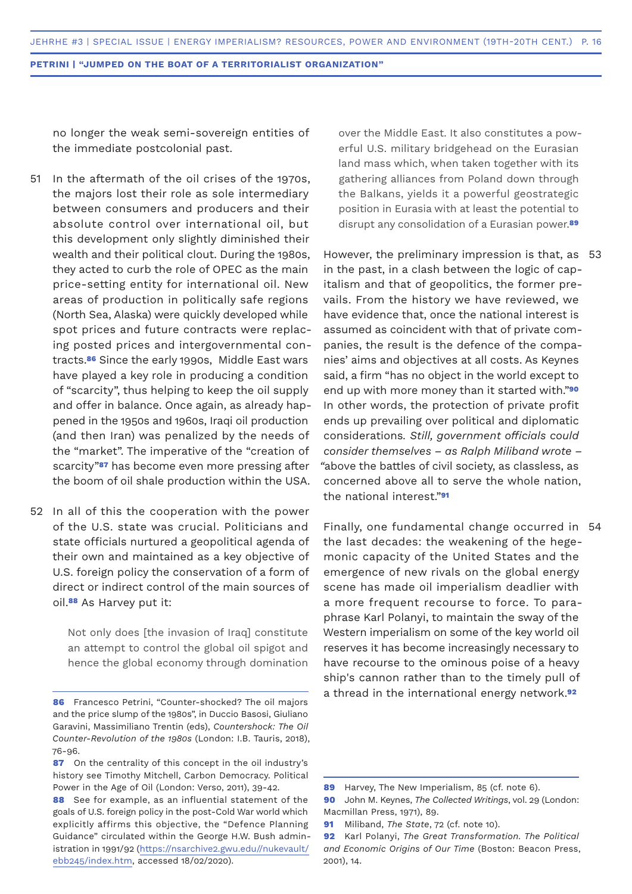no longer the weak semi-sovereign entities of the immediate postcolonial past.

51 In the aftermath of the oil crises of the 1970s, the majors lost their role as sole intermediary between consumers and producers and their absolute control over international oil, but this development only slightly diminished their wealth and their political clout. During the 1980s, they acted to curb the role of OPEC as the main price-setting entity for international oil. New areas of production in politically safe regions (North Sea, Alaska) were quickly developed while spot prices and future contracts were replacing posted prices and intergovernmental contracts.[86] Since the early 1990s, Middle East wars have played a key role in producing a condition of "scarcity", thus helping to keep the oil supply and offer in balance. Once again, as already happened in the 1950s and 1960s, Iraqi oil production (and then Iran) was penalized by the needs of the "market". The imperative of the "creation of scarcity"[87] has become even more pressing after the boom of oil shale production within the USA.

52 In all of this the cooperation with the power of the U.S. state was crucial. Politicians and state officials nurtured a geopolitical agenda of their own and maintained as a key objective of U.S. foreign policy the conservation of a form of direct or indirect control of the main sources of oil.[88] As Harvey put it:

> Not only does [the invasion of Iraq] constitute an attempt to control the global oil spigot and hence the global economy through domination over the Middle East. It also constitutes a powerful U.S. military bridgehead on the Eurasian land mass which, when taken together with its gathering alliances from Poland down through the Balkans, yields it a powerful geostrategic position in Eurasia with at least the potential to disrupt any consolidation of a Eurasian power.[89]

53 However, the preliminary impression is that, as in the past, in a clash between the logic of capitalism and that of geopolitics, the former prevails. From the history we have reviewed, we have evidence that, once the national interest is assumed as coincident with that of private companies, the result is the defence of the companies' aims and objectives at all costs. As Keynes said, a firm "has no object in the world except to end up with more money than it started with."[90] In other words, the protection of private profit ends up prevailing over political and diplomatic considerations. *Still, government officials could consider themselves – as Ralph Miliband wrote –* "above the battles of civil society, as classless, as concerned above all to serve the whole nation, the national interest."[91]

54 Finally, one fundamental change occurred in the last decades: the weakening of the hegemonic capacity of the United States and the emergence of new rivals on the global energy scene has made oil imperialism deadlier with a more frequent recourse to force. To paraphrase Karl Polanyi, to maintain the sway of the Western imperialism on some of the key world oil reserves it has become increasingly necessary to have recourse to the ominous poise of a heavy ship's cannon rather than to the timely pull of a thread in the international energy network.[92]

---

**86** Francesco Petrini, "Counter-shocked? The oil majors and the price slump of the 1980s", in Duccio Basosi, Giuliano Garavini, Massimiliano Trentin (eds), *Countershock: The Oil Counter-Revolution of the 1980s* (London: I.B. Tauris, 2018), 76-96.

**87** On the centrality of this concept in the oil industry's history see Timothy Mitchell, Carbon Democracy. Political Power in the Age of Oil (London: Verso, 2011), 39-42.

**88** See for example, as an influential statement of the goals of U.S. foreign policy in the post-Cold War world which explicitly affirms this objective, the "Defence Planning Guidance" circulated within the George H.W. Bush administration in 1991/92 (https://nsarchive2.gwu.edu//nukevault/ebb245/index.htm, accessed 18/02/2020).

**89** Harvey, The New Imperialism, 85 (cf. note 6).

**90** John M. Keynes, *The Collected Writings*, vol. 29 (London: Macmillan Press, 1971), 89.

**91** Miliband, *The State*, 72 (cf. note 10).

**92** Karl Polanyi, *The Great Transformation. The Political and Economic Origins of Our Time* (Boston: Beacon Press, 2001), 14.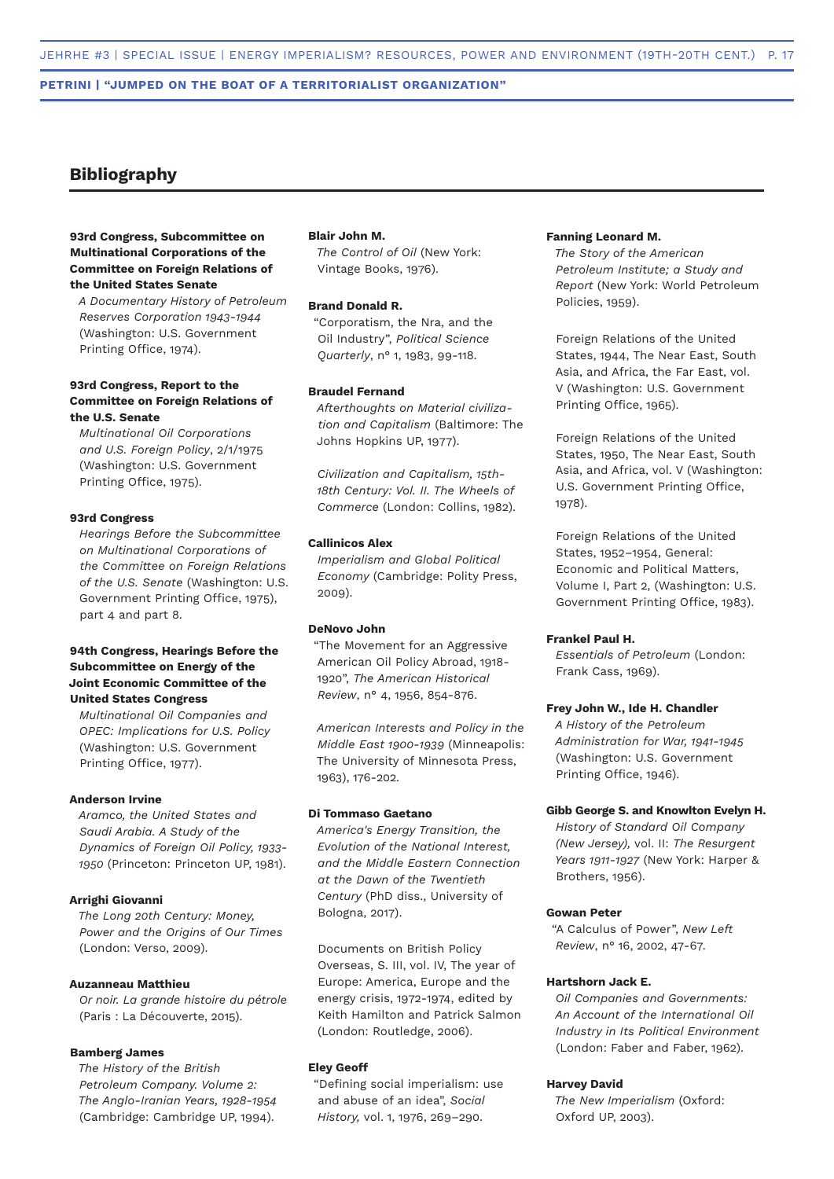## Bibliography

**93rd Congress, Subcommittee on Multinational Corporations of the Committee on Foreign Relations of the United States Senate**
*A Documentary History of Petroleum Reserves Corporation 1943-1944* (Washington: U.S. Government Printing Office, 1974).

**93rd Congress, Report to the Committee on Foreign Relations of the U.S. Senate**
*Multinational Oil Corporations and U.S. Foreign Policy*, 2/1/1975 (Washington: U.S. Government Printing Office, 1975).

**93rd Congress**
*Hearings Before the Subcommittee on Multinational Corporations of the Committee on Foreign Relations of the U.S. Senate* (Washington: U.S. Government Printing Office, 1975), part 4 and part 8.

**94th Congress, Hearings Before the Subcommittee on Energy of the Joint Economic Committee of the United States Congress**
*Multinational Oil Companies and OPEC: Implications for U.S. Policy* (Washington: U.S. Government Printing Office, 1977).

**Anderson Irvine**
*Aramco, the United States and Saudi Arabia. A Study of the Dynamics of Foreign Oil Policy, 1933-1950* (Princeton: Princeton UP, 1981).

**Arrighi Giovanni**
*The Long 20th Century: Money, Power and the Origins of Our Times* (London: Verso, 2009).

**Auzanneau Matthieu**
*Or noir. La grande histoire du pétrole* (Paris : La Découverte, 2015).

**Bamberg James**
*The History of the British Petroleum Company. Volume 2: The Anglo-Iranian Years, 1928-1954* (Cambridge: Cambridge UP, 1994).

**Blair John M.**
*The Control of Oil* (New York: Vintage Books, 1976).

**Brand Donald R.**
"Corporatism, the Nra, and the Oil Industry", *Political Science Quarterly*, n° 1, 1983, 99-118.

**Braudel Fernand**
*Afterthoughts on Material civilization and Capitalism* (Baltimore: The Johns Hopkins UP, 1977).

*Civilization and Capitalism, 15th-18th Century: Vol. II. The Wheels of Commerce* (London: Collins, 1982).

**Callinicos Alex**
*Imperialism and Global Political Economy* (Cambridge: Polity Press, 2009).

**DeNovo John**
"The Movement for an Aggressive American Oil Policy Abroad, 1918-1920", *The American Historical Review*, n° 4, 1956, 854-876.

*American Interests and Policy in the Middle East 1900-1939* (Minneapolis: The University of Minnesota Press, 1963), 176-202.

**Di Tommaso Gaetano**
*America's Energy Transition, the Evolution of the National Interest, and the Middle Eastern Connection at the Dawn of the Twentieth Century* (PhD diss., University of Bologna, 2017).

Documents on British Policy Overseas, S. III, vol. IV, The year of Europe: America, Europe and the energy crisis, 1972-1974, edited by Keith Hamilton and Patrick Salmon (London: Routledge, 2006).

**Eley Geoff**
"Defining social imperialism: use and abuse of an idea", *Social History,* vol. 1, 1976, 269–290.

**Fanning Leonard M.**
*The Story of the American Petroleum Institute; a Study and Report* (New York: World Petroleum Policies, 1959).

Foreign Relations of the United States, 1944, The Near East, South Asia, and Africa, the Far East, vol. V (Washington: U.S. Government Printing Office, 1965).

Foreign Relations of the United States, 1950, The Near East, South Asia, and Africa, vol. V (Washington: U.S. Government Printing Office, 1978).

Foreign Relations of the United States, 1952–1954, General: Economic and Political Matters, Volume I, Part 2, (Washington: U.S. Government Printing Office, 1983).

**Frankel Paul H.**
*Essentials of Petroleum* (London: Frank Cass, 1969).

**Frey John W., Ide H. Chandler**
*A History of the Petroleum Administration for War, 1941-1945* (Washington: U.S. Government Printing Office, 1946).

**Gibb George S. and Knowlton Evelyn H.**
*History of Standard Oil Company (New Jersey),* vol. II: *The Resurgent Years 1911-1927* (New York: Harper & Brothers, 1956).

**Gowan Peter**
"A Calculus of Power", *New Left Review*, n° 16, 2002, 47-67.

**Hartshorn Jack E.**
*Oil Companies and Governments: An Account of the International Oil Industry in Its Political Environment* (London: Faber and Faber, 1962).

**Harvey David**
*The New Imperialism* (Oxford: Oxford UP, 2003).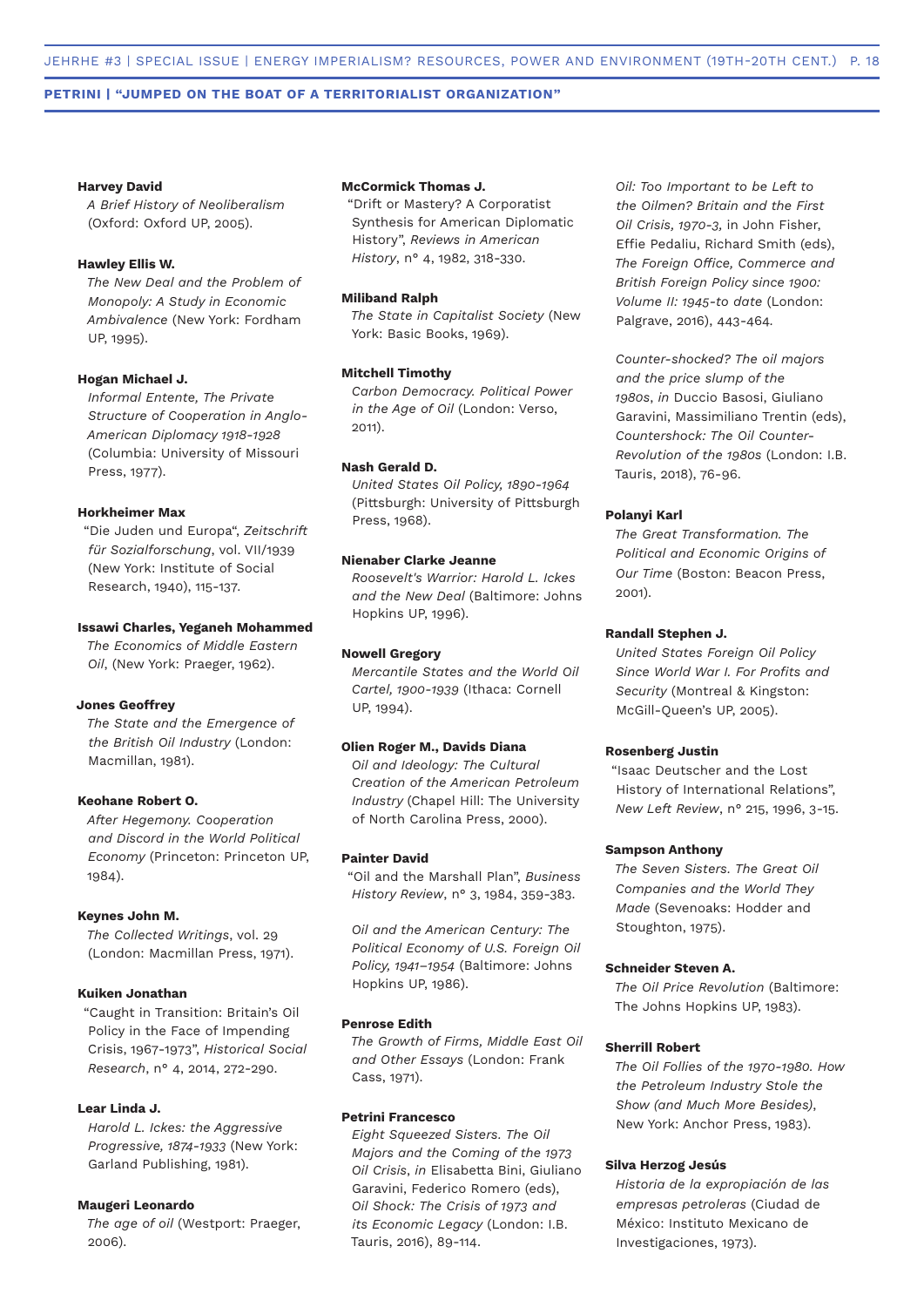**Harvey David**
*A Brief History of Neoliberalism* (Oxford: Oxford UP, 2005).

**Hawley Ellis W.**
*The New Deal and the Problem of Monopoly: A Study in Economic Ambivalence* (New York: Fordham UP, 1995).

**Hogan Michael J.**
*Informal Entente, The Private Structure of Cooperation in Anglo-American Diplomacy 1918-1928* (Columbia: University of Missouri Press, 1977).

**Horkheimer Max**
"Die Juden und Europa", *Zeitschrift für Sozialforschung*, vol. VII/1939 (New York: Institute of Social Research, 1940), 115-137.

**Issawi Charles, Yeganeh Mohammed**
*The Economics of Middle Eastern Oil*, (New York: Praeger, 1962).

**Jones Geoffrey**
*The State and the Emergence of the British Oil Industry* (London: Macmillan, 1981).

**Keohane Robert O.**
*After Hegemony. Cooperation and Discord in the World Political Economy* (Princeton: Princeton UP, 1984).

**Keynes John M.**
*The Collected Writings*, vol. 29 (London: Macmillan Press, 1971).

**Kuiken Jonathan**
"Caught in Transition: Britain's Oil Policy in the Face of Impending Crisis, 1967-1973", *Historical Social Research*, n° 4, 2014, 272-290.

**Lear Linda J.**
*Harold L. Ickes: the Aggressive Progressive, 1874-1933* (New York: Garland Publishing, 1981).

**Maugeri Leonardo**
*The age of oil* (Westport: Praeger, 2006).

**McCormick Thomas J.**
"Drift or Mastery? A Corporatist Synthesis for American Diplomatic History", *Reviews in American History*, n° 4, 1982, 318-330.

**Miliband Ralph**
*The State in Capitalist Society* (New York: Basic Books, 1969).

**Mitchell Timothy**
*Carbon Democracy. Political Power in the Age of Oil* (London: Verso, 2011).

**Nash Gerald D.**
*United States Oil Policy, 1890-1964* (Pittsburgh: University of Pittsburgh Press, 1968).

**Nienaber Clarke Jeanne**
*Roosevelt's Warrior: Harold L. Ickes and the New Deal* (Baltimore: Johns Hopkins UP, 1996).

**Nowell Gregory**
*Mercantile States and the World Oil Cartel, 1900-1939* (Ithaca: Cornell UP, 1994).

**Olien Roger M., Davids Diana**
*Oil and Ideology: The Cultural Creation of the American Petroleum Industry* (Chapel Hill: The University of North Carolina Press, 2000).

**Painter David**
"Oil and the Marshall Plan", *Business History Review*, n° 3, 1984, 359-383.

*Oil and the American Century: The Political Economy of U.S. Foreign Oil Policy, 1941–1954* (Baltimore: Johns Hopkins UP, 1986).

**Penrose Edith**
*The Growth of Firms, Middle East Oil and Other Essays* (London: Frank Cass, 1971).

**Petrini Francesco**
*Eight Squeezed Sisters. The Oil Majors and the Coming of the 1973 Oil Crisis*, *in* Elisabetta Bini, Giuliano Garavini, Federico Romero (eds), *Oil Shock: The Crisis of 1973 and its Economic Legacy* (London: I.B. Tauris, 2016), 89-114.

*Oil: Too Important to be Left to the Oilmen? Britain and the First Oil Crisis, 1970-3*, in John Fisher, Effie Pedaliu, Richard Smith (eds), *The Foreign Office, Commerce and British Foreign Policy since 1900: Volume II: 1945-to date* (London: Palgrave, 2016), 443-464.

*Counter-shocked? The oil majors and the price slump of the 1980s*, *in* Duccio Basosi, Giuliano Garavini, Massimiliano Trentin (eds), *Countershock: The Oil Counter-Revolution of the 1980s* (London: I.B. Tauris, 2018), 76-96.

**Polanyi Karl**
*The Great Transformation. The Political and Economic Origins of Our Time* (Boston: Beacon Press, 2001).

**Randall Stephen J.**
*United States Foreign Oil Policy Since World War I. For Profits and Security* (Montreal & Kingston: McGill-Queen's UP, 2005).

**Rosenberg Justin**
"Isaac Deutscher and the Lost History of International Relations", *New Left Review*, n° 215, 1996, 3-15.

**Sampson Anthony**
*The Seven Sisters. The Great Oil Companies and the World They Made* (Sevenoaks: Hodder and Stoughton, 1975).

**Schneider Steven A.**
*The Oil Price Revolution* (Baltimore: The Johns Hopkins UP, 1983).

**Sherrill Robert**
*The Oil Follies of the 1970-1980. How the Petroleum Industry Stole the Show (and Much More Besides)*, New York: Anchor Press, 1983).

**Silva Herzog Jesús**
*Historia de la expropiación de las empresas petroleras* (Ciudad de México: Instituto Mexicano de Investigaciones, 1973).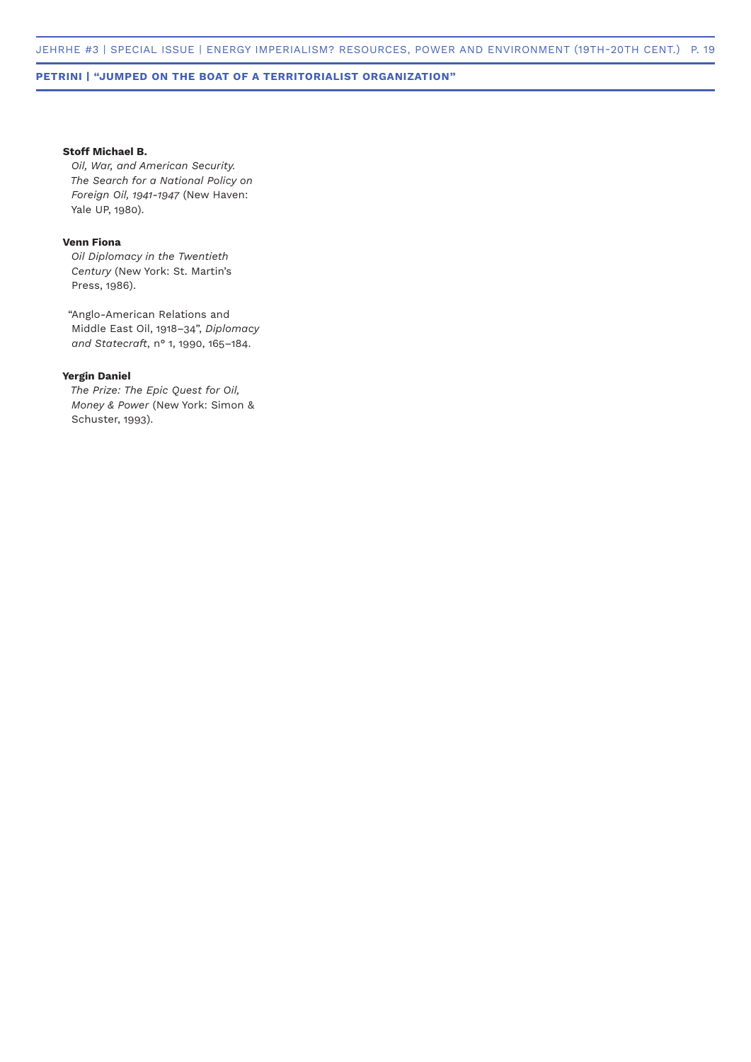**Stoff Michael B.**

*Oil, War, and American Security. The Search for a National Policy on Foreign Oil, 1941-1947* (New Haven: Yale UP, 1980).

**Venn Fiona**

*Oil Diplomacy in the Twentieth Century* (New York: St. Martin's Press, 1986).

"Anglo-American Relations and Middle East Oil, 1918–34", *Diplomacy and Statecraft*, n° 1, 1990, 165–184.

**Yergin Daniel**

*The Prize: The Epic Quest for Oil, Money & Power* (New York: Simon & Schuster, 1993).